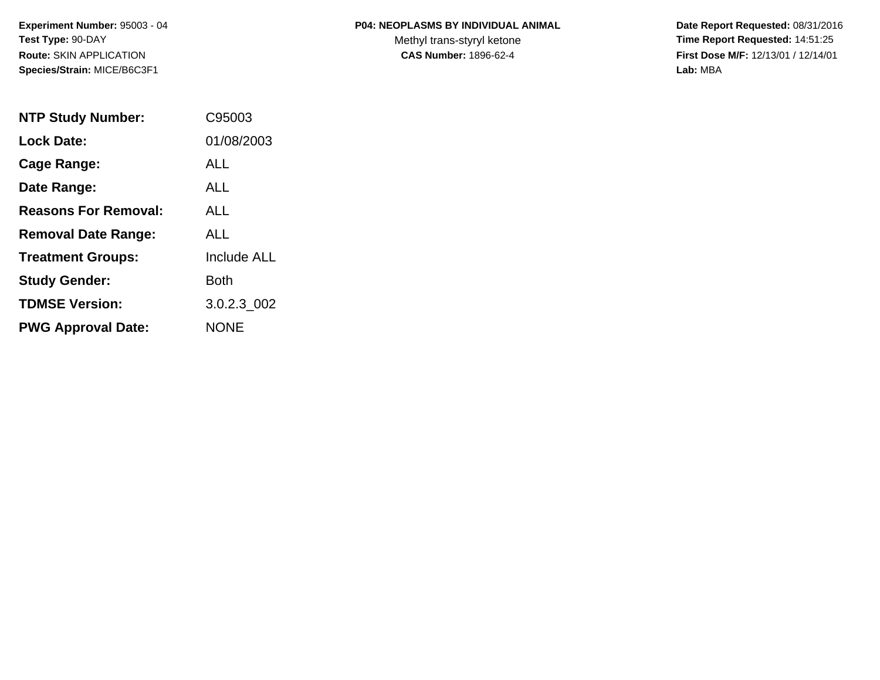**Experiment Number:** 95003 - 04
**Test Type:** 90-DAY
**Route:** SKIN APPLICATION
**Species/Strain:** MICE/B6C3F1

**P04: NEOPLASMS BY INDIVIDUAL ANIMAL**
Methyl trans-styryl ketone
**CAS Number:** 1896-62-4

**Date Report Requested:** 08/31/2016
**Time Report Requested:** 14:51:25
**First Dose M/F:** 12/13/01 / 12/14/01
**Lab:** MBA

| | |
|---|---|
| **NTP Study Number:** | C95003 |
| **Lock Date:** | 01/08/2003 |
| **Cage Range:** | ALL |
| **Date Range:** | ALL |
| **Reasons For Removal:** | ALL |
| **Removal Date Range:** | ALL |
| **Treatment Groups:** | Include ALL |
| **Study Gender:** | Both |
| **TDMSE Version:** | 3.0.2.3_002 |
| **PWG Approval Date:** | NONE |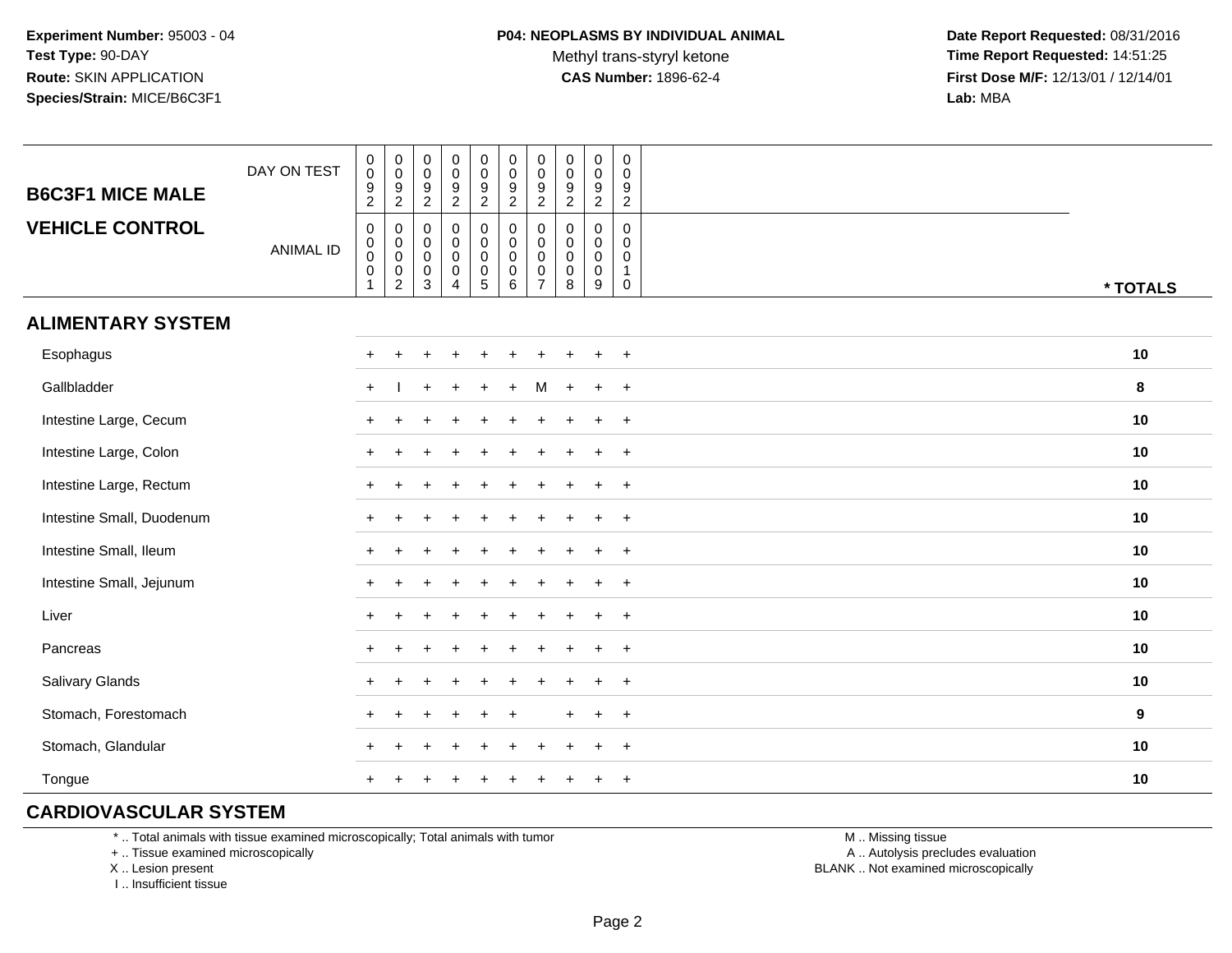Experiment Number: 95003 - 04
Test Type: 90-DAY
Route: SKIN APPLICATION
Species/Strain: MICE/B6C3F1

**P04: NEOPLASMS BY INDIVIDUAL ANIMAL**
Methyl trans-styryl ketone
**CAS Number:** 1896-62-4

**Date Report Requested:** 08/31/2016
**Time Report Requested:** 14:51:25
**First Dose M/F:** 12/13/01 / 12/14/01
**Lab:** MBA

| B6C3F1 MICE MALE / VEHICLE CONTROL | | | | | | | | | | | |
|---|---|---|---|---|---|---|---|---|---|---|---|
| DAY ON TEST | 0092 | 0092 | 0092 | 0092 | 0092 | 0092 | 0092 | 0092 | 0092 | 0092 | |
| ANIMAL ID | 00001 | 00002 | 00003 | 00004 | 00005 | 00006 | 00007 | 00008 | 00009 | 00010 | * TOTALS |
| **ALIMENTARY SYSTEM** | | | | | | | | | | | |
| Esophagus | + | + | + | + | + | + | + | + | + | + | 10 |
| Gallbladder | + | I | + | + | + | + | M | + | + | + | 8 |
| Intestine Large, Cecum | + | + | + | + | + | + | + | + | + | + | 10 |
| Intestine Large, Colon | + | + | + | + | + | + | + | + | + | + | 10 |
| Intestine Large, Rectum | + | + | + | + | + | + | + | + | + | + | 10 |
| Intestine Small, Duodenum | + | + | + | + | + | + | + | + | + | + | 10 |
| Intestine Small, Ileum | + | + | + | + | + | + | + | + | + | + | 10 |
| Intestine Small, Jejunum | + | + | + | + | + | + | + | + | + | + | 10 |
| Liver | + | + | + | + | + | + | + | + | + | + | 10 |
| Pancreas | + | + | + | + | + | + | + | + | + | + | 10 |
| Salivary Glands | + | + | + | + | + | + | + | + | + | + | 10 |
| Stomach, Forestomach | + | + | + | + | + | + | | + | + | + | 9 |
| Stomach, Glandular | + | + | + | + | + | + | + | + | + | + | 10 |
| Tongue | + | + | + | + | + | + | + | + | + | + | 10 |
| **CARDIOVASCULAR SYSTEM** | | | | | | | | | | | |

\* .. Total animals with tissue examined microscopically; Total animals with tumor
\+ .. Tissue examined microscopically
X .. Lesion present
I .. Insufficient tissue

M .. Missing tissue
A .. Autolysis precludes evaluation
BLANK .. Not examined microscopically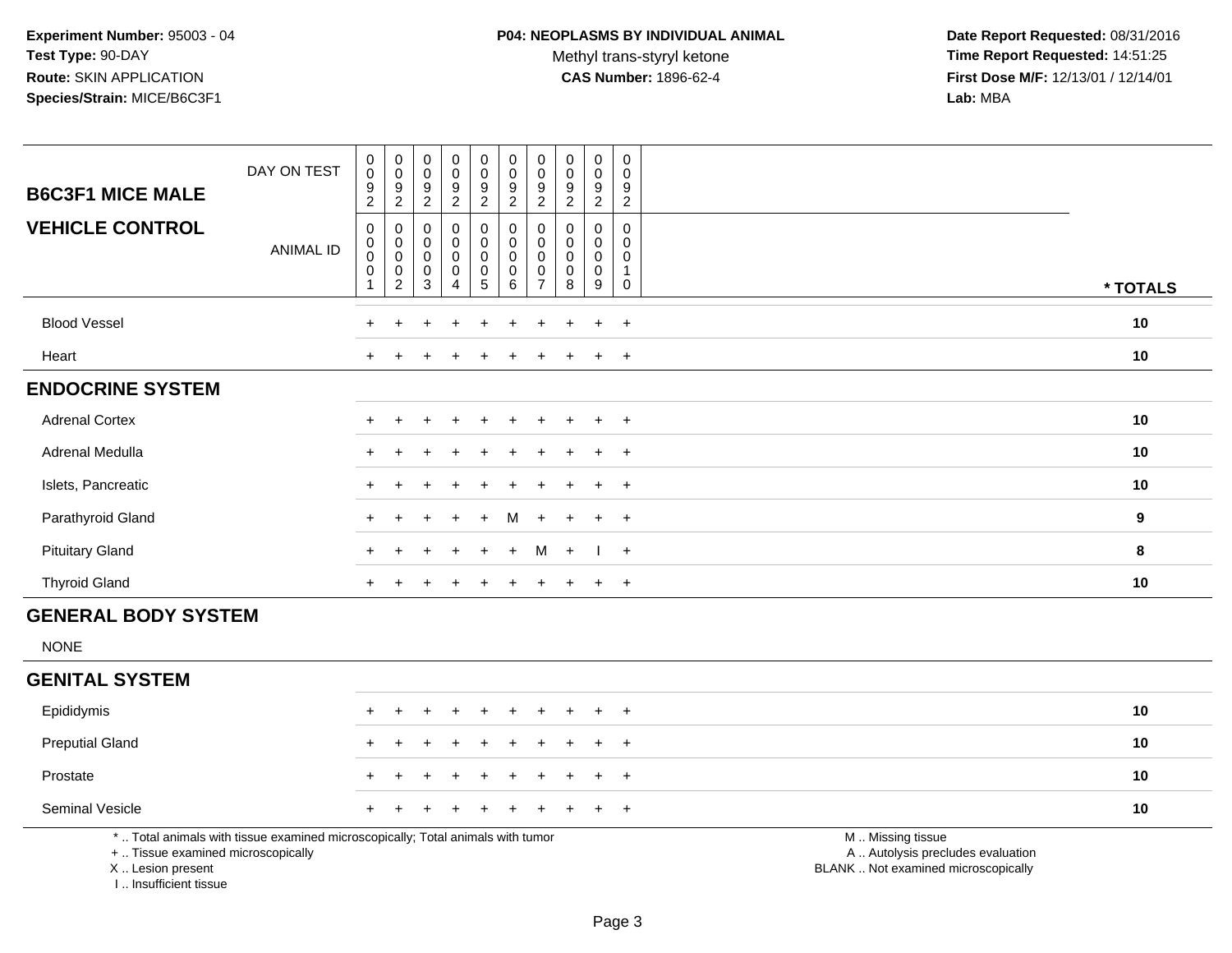**Experiment Number:** 95003 - 04
**Test Type:** 90-DAY
**Route:** SKIN APPLICATION
**Species/Strain:** MICE/B6C3F1

**P04: NEOPLASMS BY INDIVIDUAL ANIMAL**
Methyl trans-styryl ketone
**CAS Number:** 1896-62-4

**Date Report Requested:** 08/31/2016
**Time Report Requested:** 14:51:25
**First Dose M/F:** 12/13/01 / 12/14/01
**Lab:** MBA

| B6C3F1 MICE MALE / VEHICLE CONTROL | | | | | | | | | | | |
|---|---|---|---|---|---|---|---|---|---|---|---|
| DAY ON TEST | 0092 | 0092 | 0092 | 0092 | 0092 | 0092 | 0092 | 0092 | 0092 | 0092 | |
| ANIMAL ID | 00001 | 00002 | 00003 | 00004 | 00005 | 00006 | 00007 | 00008 | 00009 | 00010 | * TOTALS |
| Blood Vessel | + | + | + | + | + | + | + | + | + | + | 10 |
| Heart | + | + | + | + | + | + | + | + | + | + | 10 |
| **ENDOCRINE SYSTEM** | | | | | | | | | | | |
| Adrenal Cortex | + | + | + | + | + | + | + | + | + | + | 10 |
| Adrenal Medulla | + | + | + | + | + | + | + | + | + | + | 10 |
| Islets, Pancreatic | + | + | + | + | + | + | + | + | + | + | 10 |
| Parathyroid Gland | + | + | + | + | + | M | + | + | + | + | 9 |
| Pituitary Gland | + | + | + | + | + | + | M | + | I | + | 8 |
| Thyroid Gland | + | + | + | + | + | + | + | + | + | + | 10 |
| **GENERAL BODY SYSTEM** | | | | | | | | | | | |
| NONE | | | | | | | | | | | |
| **GENITAL SYSTEM** | | | | | | | | | | | |
| Epididymis | + | + | + | + | + | + | + | + | + | + | 10 |
| Preputial Gland | + | + | + | + | + | + | + | + | + | + | 10 |
| Prostate | + | + | + | + | + | + | + | + | + | + | 10 |
| Seminal Vesicle | + | + | + | + | + | + | + | + | + | + | 10 |

\* .. Total animals with tissue examined microscopically; Total animals with tumor
\+ .. Tissue examined microscopically
X .. Lesion present
I .. Insufficient tissue

M .. Missing tissue
A .. Autolysis precludes evaluation
BLANK .. Not examined microscopically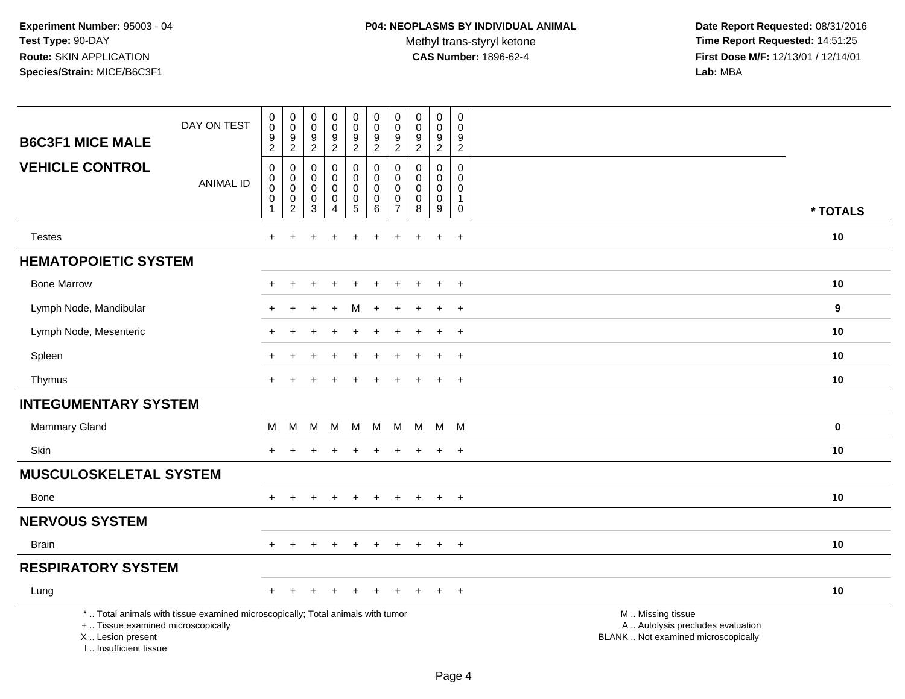**Experiment Number:** 95003 - 04
**Test Type:** 90-DAY
**Route:** SKIN APPLICATION
**Species/Strain:** MICE/B6C3F1

**P04: NEOPLASMS BY INDIVIDUAL ANIMAL**
Methyl trans-styryl ketone
**CAS Number:** 1896-62-4

**Date Report Requested:** 08/31/2016
**Time Report Requested:** 14:51:25
**First Dose M/F:** 12/13/01 / 12/14/01
**Lab:** MBA

| B6C3F1 MICE MALE — VEHICLE CONTROL | | | | | | | | | | | |
|---|---|---|---|---|---|---|---|---|---|---|---|
| DAY ON TEST | 0092 | 0092 | 0092 | 0092 | 0092 | 0092 | 0092 | 0092 | 0092 | 0092 | |
| ANIMAL ID | 00001 | 00002 | 00003 | 00004 | 00005 | 00006 | 00007 | 00008 | 00009 | 00010 | * TOTALS |
| Testes | + | + | + | + | + | + | + | + | + | + | 10 |
| **HEMATOPOIETIC SYSTEM** | | | | | | | | | | | |
| Bone Marrow | + | + | + | + | + | + | + | + | + | + | 10 |
| Lymph Node, Mandibular | + | + | + | + | M | + | + | + | + | + | 9 |
| Lymph Node, Mesenteric | + | + | + | + | + | + | + | + | + | + | 10 |
| Spleen | + | + | + | + | + | + | + | + | + | + | 10 |
| Thymus | + | + | + | + | + | + | + | + | + | + | 10 |
| **INTEGUMENTARY SYSTEM** | | | | | | | | | | | |
| Mammary Gland | M | M | M | M | M | M | M | M | M | M | 0 |
| Skin | + | + | + | + | + | + | + | + | + | + | 10 |
| **MUSCULOSKELETAL SYSTEM** | | | | | | | | | | | |
| Bone | + | + | + | + | + | + | + | + | + | + | 10 |
| **NERVOUS SYSTEM** | | | | | | | | | | | |
| Brain | + | + | + | + | + | + | + | + | + | + | 10 |
| **RESPIRATORY SYSTEM** | | | | | | | | | | | |
| Lung | + | + | + | + | + | + | + | + | + | + | 10 |

\* .. Total animals with tissue examined microscopically; Total animals with tumor
\+ .. Tissue examined microscopically
X .. Lesion present
I .. Insufficient tissue

M .. Missing tissue
A .. Autolysis precludes evaluation
BLANK .. Not examined microscopically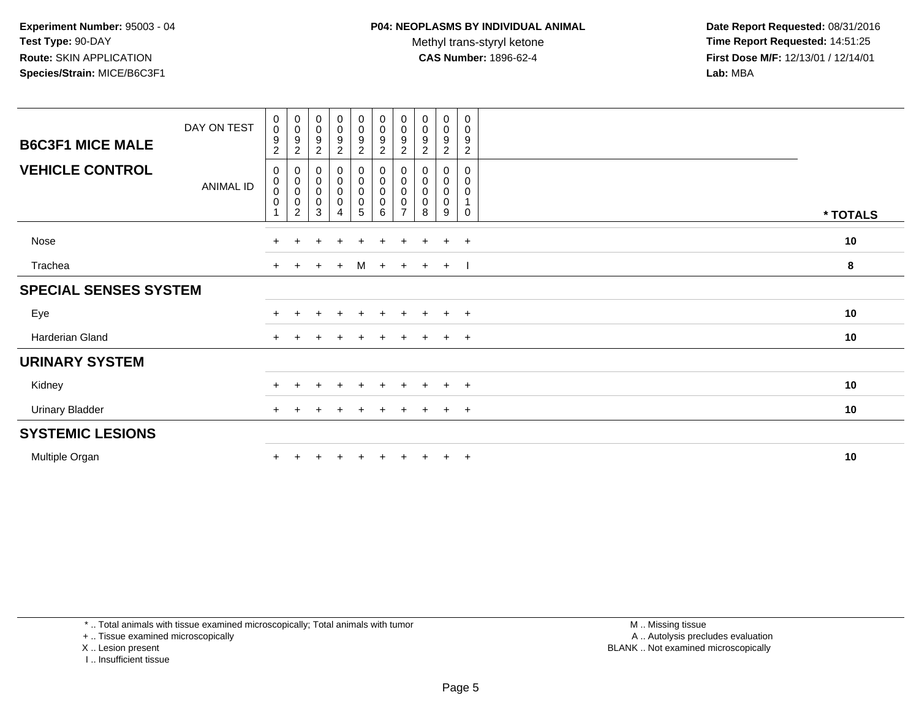**Experiment Number:** 95003 - 04
**Test Type:** 90-DAY
**Route:** SKIN APPLICATION
**Species/Strain:** MICE/B6C3F1

**P04: NEOPLASMS BY INDIVIDUAL ANIMAL**
Methyl trans-styryl ketone
**CAS Number:** 1896-62-4

**Date Report Requested:** 08/31/2016
**Time Report Requested:** 14:51:25
**First Dose M/F:** 12/13/01 / 12/14/01
**Lab:** MBA

| **B6C3F1 MICE MALE** DAY ON TEST | 0092 | 0092 | 0092 | 0092 | 0092 | 0092 | 0092 | 0092 | 0092 | 0092 | |
|---|---|---|---|---|---|---|---|---|---|---|---|
| **VEHICLE CONTROL** ANIMAL ID | 00001 | 00002 | 00003 | 00004 | 00005 | 00006 | 00007 | 00008 | 00009 | 00010 | *** TOTALS** |
| Nose | + | + | + | + | + | + | + | + | + | + | **10** |
| Trachea | + | + | + | + | M | + | + | + | + | I | **8** |
| **SPECIAL SENSES SYSTEM** | | | | | | | | | | | |
| Eye | + | + | + | + | + | + | + | + | + | + | **10** |
| Harderian Gland | + | + | + | + | + | + | + | + | + | + | **10** |
| **URINARY SYSTEM** | | | | | | | | | | | |
| Kidney | + | + | + | + | + | + | + | + | + | + | **10** |
| Urinary Bladder | + | + | + | + | + | + | + | + | + | + | **10** |
| **SYSTEMIC LESIONS** | | | | | | | | | | | |
| Multiple Organ | + | + | + | + | + | + | + | + | + | + | **10** |

* .. Total animals with tissue examined microscopically; Total animals with tumor
+ .. Tissue examined microscopically
X .. Lesion present
I .. Insufficient tissue

M .. Missing tissue
A .. Autolysis precludes evaluation
BLANK .. Not examined microscopically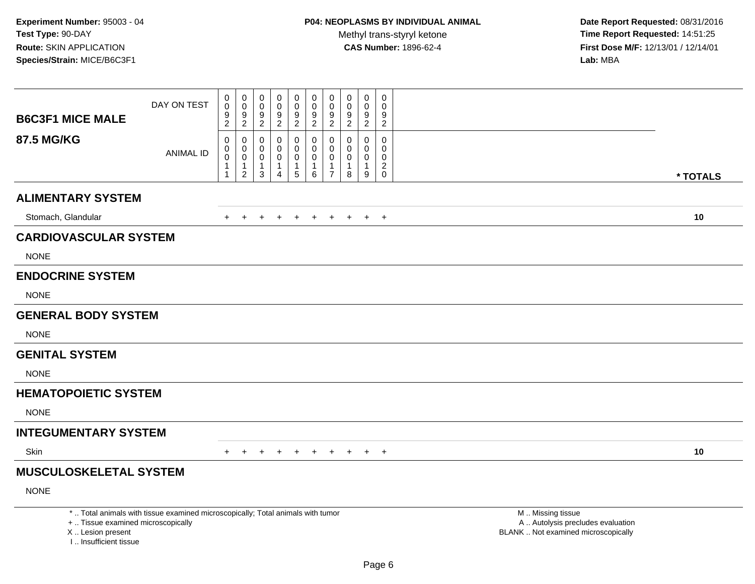**Experiment Number:** 95003 - 04
**Test Type:** 90-DAY
**Route:** SKIN APPLICATION
**Species/Strain:** MICE/B6C3F1

**P04: NEOPLASMS BY INDIVIDUAL ANIMAL**
Methyl trans-styryl ketone
**CAS Number:** 1896-62-4

**Date Report Requested:** 08/31/2016
**Time Report Requested:** 14:51:25
**First Dose M/F:** 12/13/01 / 12/14/01
**Lab:** MBA

| B6C3F1 MICE MALE 87.5 MG/KG | | | | | | | | | | | |
|---|---|---|---|---|---|---|---|---|---|---|---|
| DAY ON TEST | 0092 | 0092 | 0092 | 0092 | 0092 | 0092 | 0092 | 0092 | 0092 | 0092 | |
| ANIMAL ID | 00011 | 00012 | 00013 | 00014 | 00015 | 00016 | 00017 | 00018 | 00019 | 00020 | * TOTALS |
| **ALIMENTARY SYSTEM** | | | | | | | | | | | |
| Stomach, Glandular | + | + | + | + | + | + | + | + | + | + | 10 |
| **CARDIOVASCULAR SYSTEM** | | | | | | | | | | | |
| NONE | | | | | | | | | | | |
| **ENDOCRINE SYSTEM** | | | | | | | | | | | |
| NONE | | | | | | | | | | | |
| **GENERAL BODY SYSTEM** | | | | | | | | | | | |
| NONE | | | | | | | | | | | |
| **GENITAL SYSTEM** | | | | | | | | | | | |
| NONE | | | | | | | | | | | |
| **HEMATOPOIETIC SYSTEM** | | | | | | | | | | | |
| NONE | | | | | | | | | | | |
| **INTEGUMENTARY SYSTEM** | | | | | | | | | | | |
| Skin | + | + | + | + | + | + | + | + | + | + | 10 |
| **MUSCULOSKELETAL SYSTEM** | | | | | | | | | | | |
| NONE | | | | | | | | | | | |

\* .. Total animals with tissue examined microscopically; Total animals with tumor
\+ .. Tissue examined microscopically
X .. Lesion present
I .. Insufficient tissue

M .. Missing tissue
A .. Autolysis precludes evaluation
BLANK .. Not examined microscopically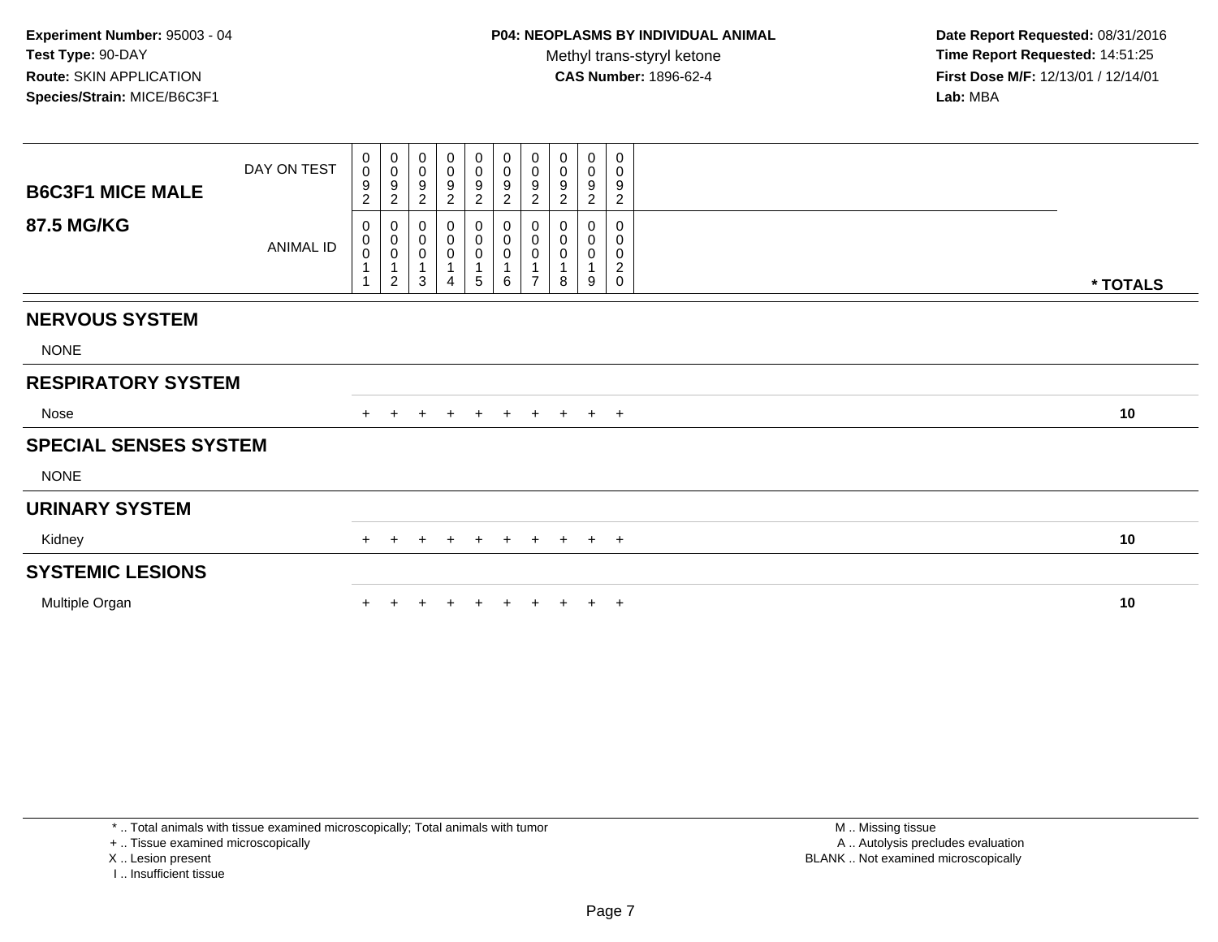**Experiment Number:** 95003 - 04
**Test Type:** 90-DAY
**Route:** SKIN APPLICATION
**Species/Strain:** MICE/B6C3F1

**P04: NEOPLASMS BY INDIVIDUAL ANIMAL**
Methyl trans-styryl ketone
**CAS Number:** 1896-62-4

**Date Report Requested:** 08/31/2016
**Time Report Requested:** 14:51:25
**First Dose M/F:** 12/13/01 / 12/14/01
**Lab:** MBA

| B6C3F1 MICE MALE 87.5 MG/KG | | | | | | | | | | | |
|---|---|---|---|---|---|---|---|---|---|---|---|
| DAY ON TEST | 0092 | 0092 | 0092 | 0092 | 0092 | 0092 | 0092 | 0092 | 0092 | 0092 | |
| ANIMAL ID | 00011 | 00012 | 00013 | 00014 | 00015 | 00016 | 00017 | 00018 | 00019 | 00020 | * TOTALS |
| **NERVOUS SYSTEM** | | | | | | | | | | | |
| NONE | | | | | | | | | | | |
| **RESPIRATORY SYSTEM** | | | | | | | | | | | |
| Nose | + | + | + | + | + | + | + | + | + | + | 10 |
| **SPECIAL SENSES SYSTEM** | | | | | | | | | | | |
| NONE | | | | | | | | | | | |
| **URINARY SYSTEM** | | | | | | | | | | | |
| Kidney | + | + | + | + | + | + | + | + | + | + | 10 |
| **SYSTEMIC LESIONS** | | | | | | | | | | | |
| Multiple Organ | + | + | + | + | + | + | + | + | + | + | 10 |

* .. Total animals with tissue examined microscopically; Total animals with tumor
+ .. Tissue examined microscopically
X .. Lesion present
I .. Insufficient tissue

M .. Missing tissue
A .. Autolysis precludes evaluation
BLANK .. Not examined microscopically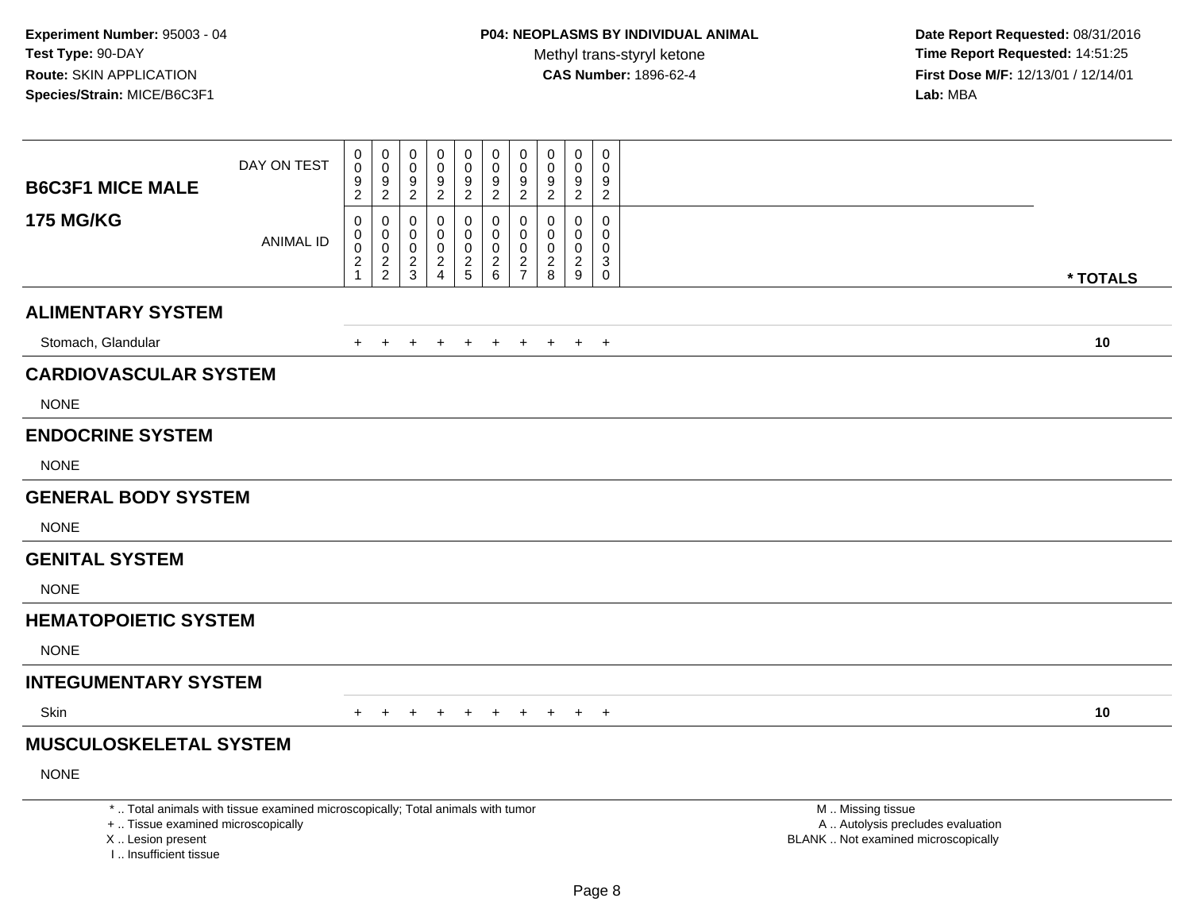**Experiment Number:** 95003 - 04
**Test Type:** 90-DAY
**Route:** SKIN APPLICATION
**Species/Strain:** MICE/B6C3F1

**P04: NEOPLASMS BY INDIVIDUAL ANIMAL**
Methyl trans-styryl ketone
**CAS Number:** 1896-62-4

**Date Report Requested:** 08/31/2016
**Time Report Requested:** 14:51:25
**First Dose M/F:** 12/13/01 / 12/14/01
**Lab:** MBA

| **B6C3F1 MICE MALE** **175 MG/KG** | | | | | | | | | | | |
|---|---|---|---|---|---|---|---|---|---|---|---|
| DAY ON TEST | 0092 | 0092 | 0092 | 0092 | 0092 | 0092 | 0092 | 0092 | 0092 | 0092 | |
| ANIMAL ID | 00021 | 00022 | 00023 | 00024 | 00025 | 00026 | 00027 | 00028 | 00029 | 00030 | **\* TOTALS** |
| **ALIMENTARY SYSTEM** | | | | | | | | | | | |
| Stomach, Glandular | + | + | + | + | + | + | + | + | + | + | **10** |
| **CARDIOVASCULAR SYSTEM** | | | | | | | | | | | |
| NONE | | | | | | | | | | | |
| **ENDOCRINE SYSTEM** | | | | | | | | | | | |
| NONE | | | | | | | | | | | |
| **GENERAL BODY SYSTEM** | | | | | | | | | | | |
| NONE | | | | | | | | | | | |
| **GENITAL SYSTEM** | | | | | | | | | | | |
| NONE | | | | | | | | | | | |
| **HEMATOPOIETIC SYSTEM** | | | | | | | | | | | |
| NONE | | | | | | | | | | | |
| **INTEGUMENTARY SYSTEM** | | | | | | | | | | | |
| Skin | + | + | + | + | + | + | + | + | + | + | **10** |
| **MUSCULOSKELETAL SYSTEM** | | | | | | | | | | | |
| NONE | | | | | | | | | | | |

\* .. Total animals with tissue examined microscopically; Total animals with tumor
\+ .. Tissue examined microscopically
X .. Lesion present
I .. Insufficient tissue

M .. Missing tissue
A .. Autolysis precludes evaluation
BLANK .. Not examined microscopically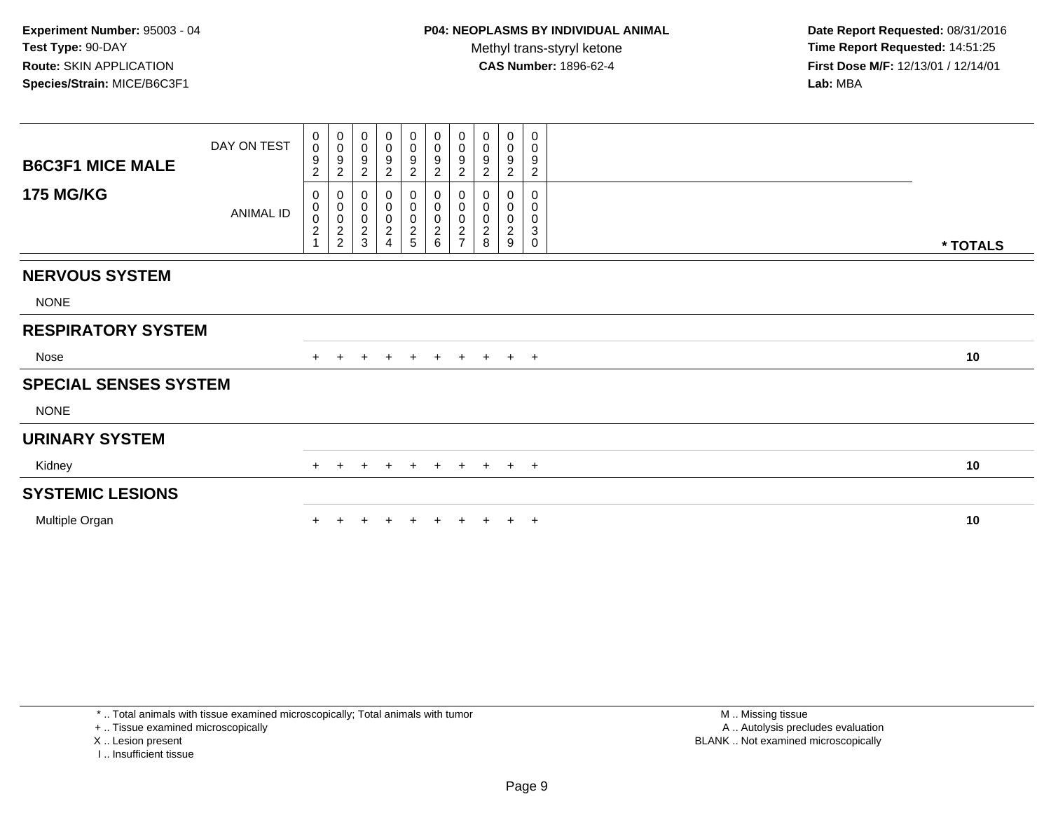**Experiment Number:** 95003 - 04
**Test Type:** 90-DAY
**Route:** SKIN APPLICATION
**Species/Strain:** MICE/B6C3F1

**P04: NEOPLASMS BY INDIVIDUAL ANIMAL**
Methyl trans-styryl ketone
**CAS Number:** 1896-62-4

**Date Report Requested:** 08/31/2016
**Time Report Requested:** 14:51:25
**First Dose M/F:** 12/13/01 / 12/14/01
**Lab:** MBA

| **B6C3F1 MICE MALE** DAY ON TEST | 0092 | 0092 | 0092 | 0092 | 0092 | 0092 | 0092 | 0092 | 0092 | 0092 | |
|---|---|---|---|---|---|---|---|---|---|---|---|
| **175 MG/KG** ANIMAL ID | 00021 | 00022 | 00023 | 00024 | 00025 | 00026 | 00027 | 00028 | 00029 | 00030 | *** TOTALS** |
| **NERVOUS SYSTEM** | | | | | | | | | | | |
| NONE | | | | | | | | | | | |
| **RESPIRATORY SYSTEM** | | | | | | | | | | | |
| Nose | + | + | + | + | + | + | + | + | + | + | **10** |
| **SPECIAL SENSES SYSTEM** | | | | | | | | | | | |
| NONE | | | | | | | | | | | |
| **URINARY SYSTEM** | | | | | | | | | | | |
| Kidney | + | + | + | + | + | + | + | + | + | + | **10** |
| **SYSTEMIC LESIONS** | | | | | | | | | | | |
| Multiple Organ | + | + | + | + | + | + | + | + | + | + | **10** |

\* .. Total animals with tissue examined microscopically; Total animals with tumor
\+ .. Tissue examined microscopically
X .. Lesion present
I .. Insufficient tissue

M .. Missing tissue
A .. Autolysis precludes evaluation
BLANK .. Not examined microscopically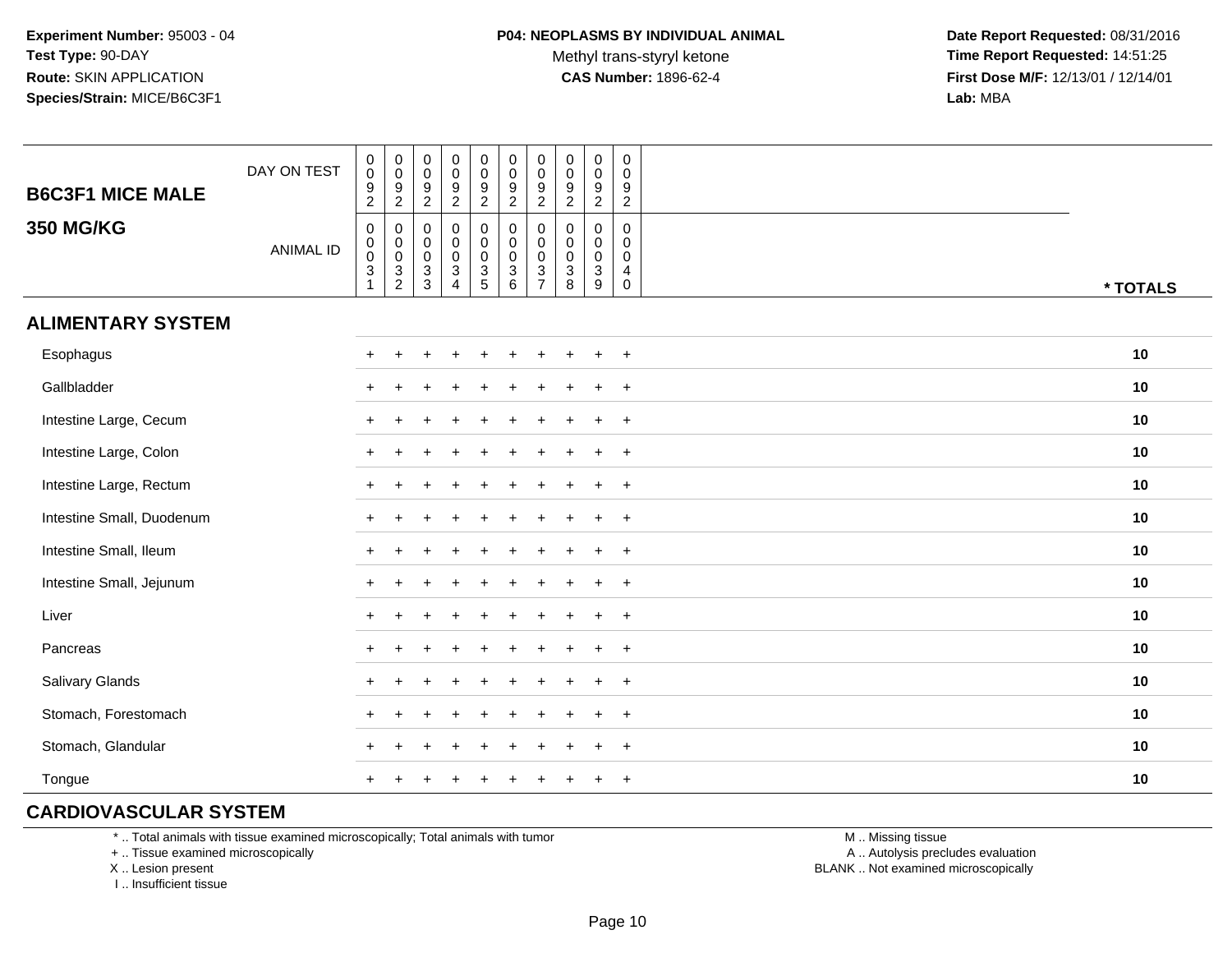**Experiment Number:** 95003 - 04
**Test Type:** 90-DAY
**Route:** SKIN APPLICATION
**Species/Strain:** MICE/B6C3F1

**P04: NEOPLASMS BY INDIVIDUAL ANIMAL**
Methyl trans-styryl ketone
**CAS Number:** 1896-62-4

**Date Report Requested:** 08/31/2016
**Time Report Requested:** 14:51:25
**First Dose M/F:** 12/13/01 / 12/14/01
**Lab:** MBA

## B6C3F1 MICE MALE
## 350 MG/KG

| DAY ON TEST | 0092 | 0092 | 0092 | 0092 | 0092 | 0092 | 0092 | 0092 | 0092 | 0092 | |
|---|---|---|---|---|---|---|---|---|---|---|---|
| ANIMAL ID | 00031 | 00032 | 00033 | 00034 | 00035 | 00036 | 00037 | 00038 | 00039 | 00040 | * TOTALS |
| **ALIMENTARY SYSTEM** | | | | | | | | | | | |
| Esophagus | + | + | + | + | + | + | + | + | + | + | 10 |
| Gallbladder | + | + | + | + | + | + | + | + | + | + | 10 |
| Intestine Large, Cecum | + | + | + | + | + | + | + | + | + | + | 10 |
| Intestine Large, Colon | + | + | + | + | + | + | + | + | + | + | 10 |
| Intestine Large, Rectum | + | + | + | + | + | + | + | + | + | + | 10 |
| Intestine Small, Duodenum | + | + | + | + | + | + | + | + | + | + | 10 |
| Intestine Small, Ileum | + | + | + | + | + | + | + | + | + | + | 10 |
| Intestine Small, Jejunum | + | + | + | + | + | + | + | + | + | + | 10 |
| Liver | + | + | + | + | + | + | + | + | + | + | 10 |
| Pancreas | + | + | + | + | + | + | + | + | + | + | 10 |
| Salivary Glands | + | + | + | + | + | + | + | + | + | + | 10 |
| Stomach, Forestomach | + | + | + | + | + | + | + | + | + | + | 10 |
| Stomach, Glandular | + | + | + | + | + | + | + | + | + | + | 10 |
| Tongue | + | + | + | + | + | + | + | + | + | + | 10 |
| **CARDIOVASCULAR SYSTEM** | | | | | | | | | | | |

\* .. Total animals with tissue examined microscopically; Total animals with tumor
\+ .. Tissue examined microscopically
X .. Lesion present
I .. Insufficient tissue

M .. Missing tissue
A .. Autolysis precludes evaluation
BLANK .. Not examined microscopically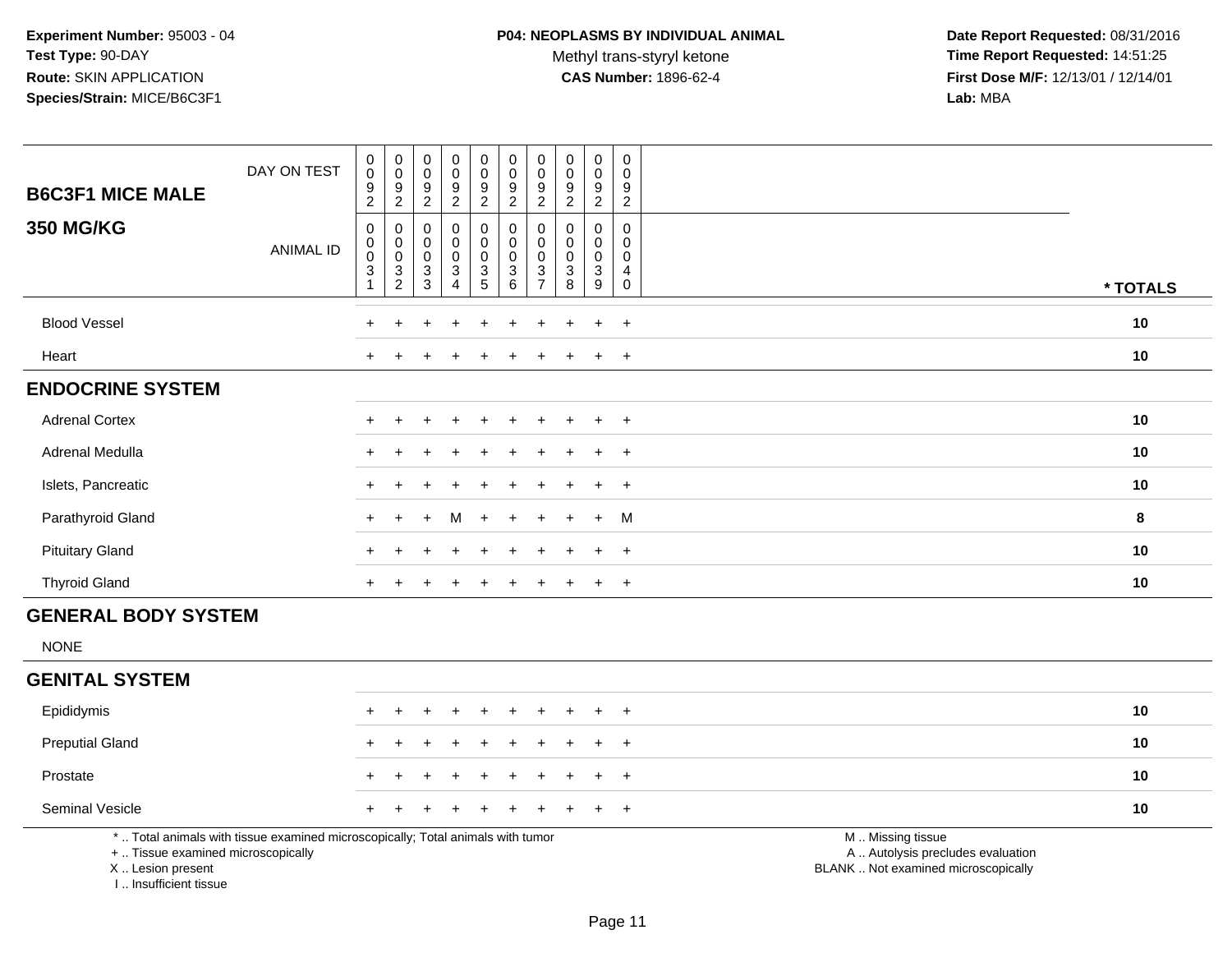**Experiment Number:** 95003 - 04
**Test Type:** 90-DAY
**Route:** SKIN APPLICATION
**Species/Strain:** MICE/B6C3F1

**P04: NEOPLASMS BY INDIVIDUAL ANIMAL**
Methyl trans-styryl ketone
**CAS Number:** 1896-62-4

**Date Report Requested:** 08/31/2016
**Time Report Requested:** 14:51:25
**First Dose M/F:** 12/13/01 / 12/14/01
**Lab:** MBA

| **B6C3F1 MICE MALE** DAY ON TEST | 0092 | 0092 | 0092 | 0092 | 0092 | 0092 | 0092 | 0092 | 0092 | 0092 | |
|---|---|---|---|---|---|---|---|---|---|---|---|
| **350 MG/KG** ANIMAL ID | 00031 | 00032 | 00033 | 00034 | 00035 | 00036 | 00037 | 00038 | 00039 | 00040 | *** TOTALS** |
| Blood Vessel | + | + | + | + | + | + | + | + | + | + | **10** |
| Heart | + | + | + | + | + | + | + | + | + | + | **10** |
| **ENDOCRINE SYSTEM** | | | | | | | | | | | |
| Adrenal Cortex | + | + | + | + | + | + | + | + | + | + | **10** |
| Adrenal Medulla | + | + | + | + | + | + | + | + | + | + | **10** |
| Islets, Pancreatic | + | + | + | + | + | + | + | + | + | + | **10** |
| Parathyroid Gland | + | + | + | M | + | + | + | + | + | M | **8** |
| Pituitary Gland | + | + | + | + | + | + | + | + | + | + | **10** |
| Thyroid Gland | + | + | + | + | + | + | + | + | + | + | **10** |
| **GENERAL BODY SYSTEM** | | | | | | | | | | | |
| NONE | | | | | | | | | | | |
| **GENITAL SYSTEM** | | | | | | | | | | | |
| Epididymis | + | + | + | + | + | + | + | + | + | + | **10** |
| Preputial Gland | + | + | + | + | + | + | + | + | + | + | **10** |
| Prostate | + | + | + | + | + | + | + | + | + | + | **10** |
| Seminal Vesicle | + | + | + | + | + | + | + | + | + | + | **10** |

* .. Total animals with tissue examined microscopically; Total animals with tumor
+ .. Tissue examined microscopically
X .. Lesion present
I .. Insufficient tissue

M .. Missing tissue
A .. Autolysis precludes evaluation
BLANK .. Not examined microscopically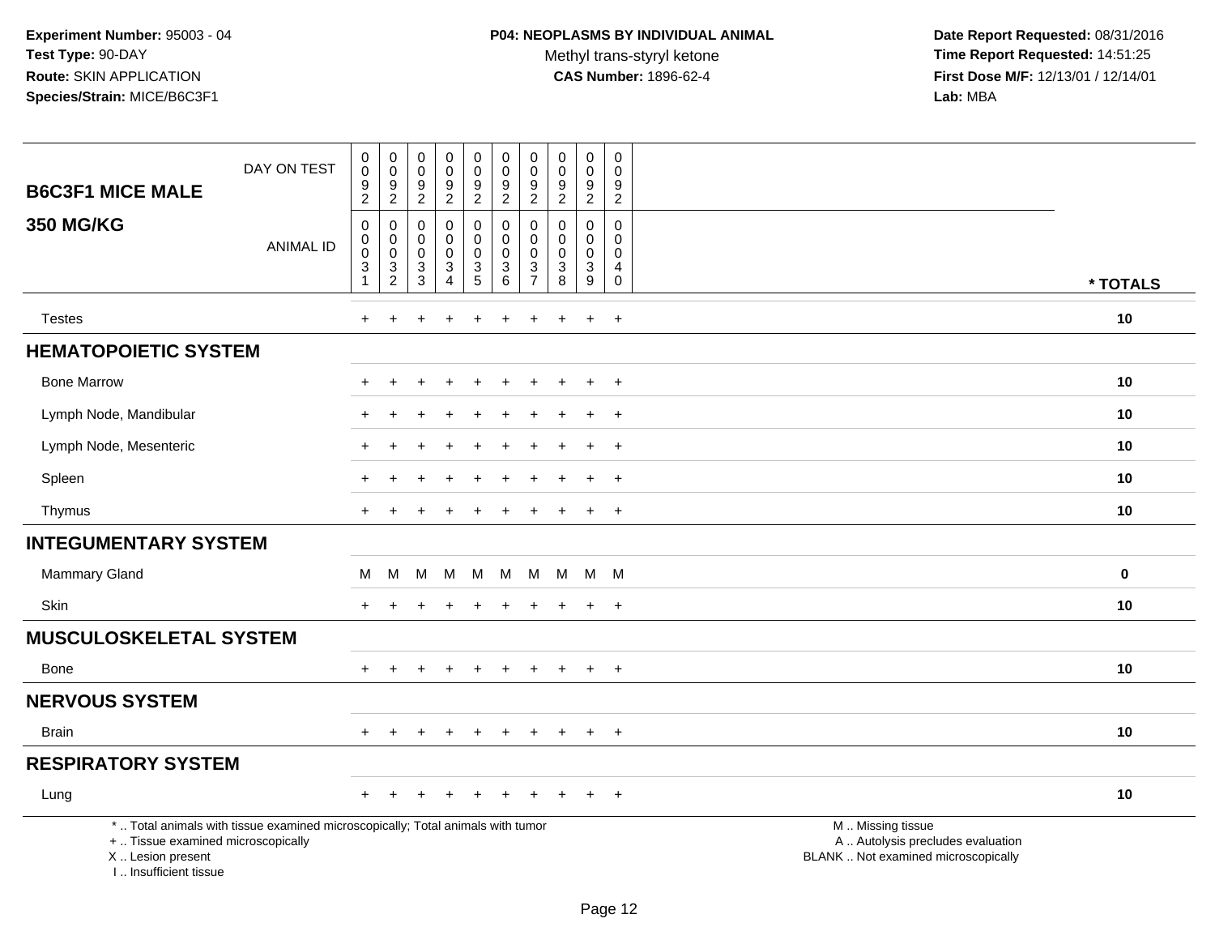**Experiment Number:** 95003 - 04
**Test Type:** 90-DAY
**Route:** SKIN APPLICATION
**Species/Strain:** MICE/B6C3F1

**P04: NEOPLASMS BY INDIVIDUAL ANIMAL**
Methyl trans-styryl ketone
**CAS Number:** 1896-62-4

**Date Report Requested:** 08/31/2016
**Time Report Requested:** 14:51:25
**First Dose M/F:** 12/13/01 / 12/14/01
**Lab:** MBA

## B6C3F1 MICE MALE
## 350 MG/KG

| DAY ON TEST | 0092 | 0092 | 0092 | 0092 | 0092 | 0092 | 0092 | 0092 | 0092 | 0092 | |
|---|---|---|---|---|---|---|---|---|---|---|---|
| **ANIMAL ID** | 00031 | 00032 | 00033 | 00034 | 00035 | 00036 | 00037 | 00038 | 00039 | 00040 | *** TOTALS** |
| Testes | + | + | + | + | + | + | + | + | + | + | **10** |
| **HEMATOPOIETIC SYSTEM** | | | | | | | | | | | |
| Bone Marrow | + | + | + | + | + | + | + | + | + | + | **10** |
| Lymph Node, Mandibular | + | + | + | + | + | + | + | + | + | + | **10** |
| Lymph Node, Mesenteric | + | + | + | + | + | + | + | + | + | + | **10** |
| Spleen | + | + | + | + | + | + | + | + | + | + | **10** |
| Thymus | + | + | + | + | + | + | + | + | + | + | **10** |
| **INTEGUMENTARY SYSTEM** | | | | | | | | | | | |
| Mammary Gland | M | M | M | M | M | M | M | M | M | M | **0** |
| Skin | + | + | + | + | + | + | + | + | + | + | **10** |
| **MUSCULOSKELETAL SYSTEM** | | | | | | | | | | | |
| Bone | + | + | + | + | + | + | + | + | + | + | **10** |
| **NERVOUS SYSTEM** | | | | | | | | | | | |
| Brain | + | + | + | + | + | + | + | + | + | + | **10** |
| **RESPIRATORY SYSTEM** | | | | | | | | | | | |
| Lung | + | + | + | + | + | + | + | + | + | + | **10** |

\* .. Total animals with tissue examined microscopically; Total animals with tumor
\+ .. Tissue examined microscopically
X .. Lesion present
I .. Insufficient tissue

M .. Missing tissue
A .. Autolysis precludes evaluation
BLANK .. Not examined microscopically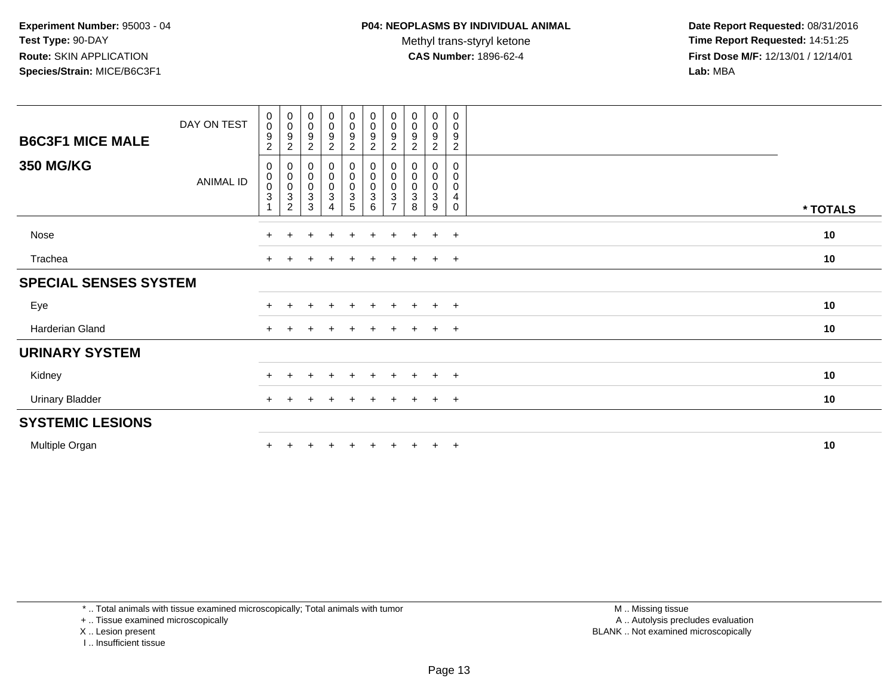**Experiment Number:** 95003 - 04
**Test Type:** 90-DAY
**Route:** SKIN APPLICATION
**Species/Strain:** MICE/B6C3F1

**P04: NEOPLASMS BY INDIVIDUAL ANIMAL**
Methyl trans-styryl ketone
**CAS Number:** 1896-62-4

**Date Report Requested:** 08/31/2016
**Time Report Requested:** 14:51:25
**First Dose M/F:** 12/13/01 / 12/14/01
**Lab:** MBA

| B6C3F1 MICE MALE<br>350 MG/KG | DAY ON TEST | 0092 | 0092 | 0092 | 0092 | 0092 | 0092 | 0092 | 0092 | 0092 | 0092 | |
|---|---|---|---|---|---|---|---|---|---|---|---|---|
| | ANIMAL ID | 00031 | 00032 | 00033 | 00034 | 00035 | 00036 | 00037 | 00038 | 00039 | 00040 | * TOTALS |
| Nose | | + | + | + | + | + | + | + | + | + | + | 10 |
| Trachea | | + | + | + | + | + | + | + | + | + | + | 10 |
| **SPECIAL SENSES SYSTEM** | | | | | | | | | | | | |
| Eye | | + | + | + | + | + | + | + | + | + | + | 10 |
| Harderian Gland | | + | + | + | + | + | + | + | + | + | + | 10 |
| **URINARY SYSTEM** | | | | | | | | | | | | |
| Kidney | | + | + | + | + | + | + | + | + | + | + | 10 |
| Urinary Bladder | | + | + | + | + | + | + | + | + | + | + | 10 |
| **SYSTEMIC LESIONS** | | | | | | | | | | | | |
| Multiple Organ | | + | + | + | + | + | + | + | + | + | + | 10 |

* .. Total animals with tissue examined microscopically; Total animals with tumor
+ .. Tissue examined microscopically
X .. Lesion present
I .. Insufficient tissue

M .. Missing tissue
A .. Autolysis precludes evaluation
BLANK .. Not examined microscopically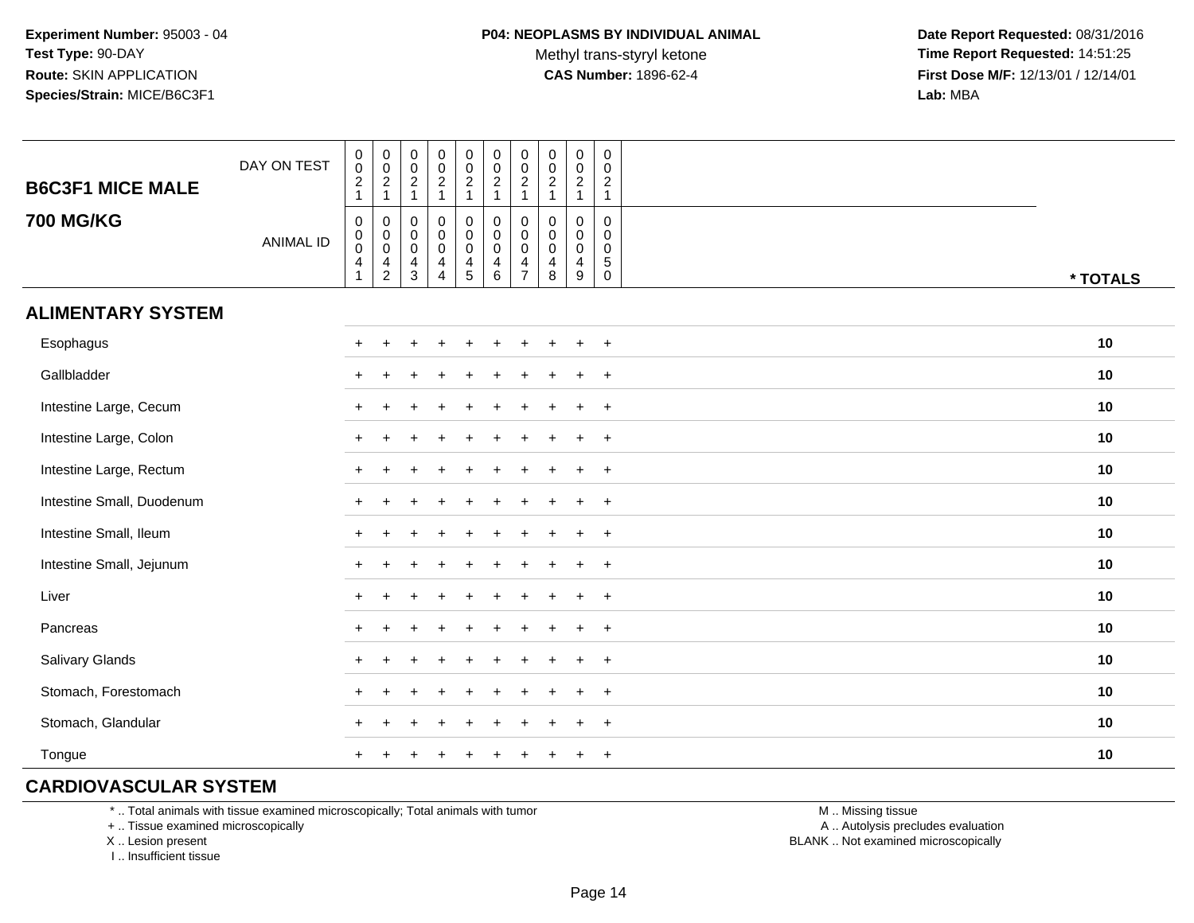**Experiment Number:** 95003 - 04
**Test Type:** 90-DAY
**Route:** SKIN APPLICATION
**Species/Strain:** MICE/B6C3F1

**P04: NEOPLASMS BY INDIVIDUAL ANIMAL**
Methyl trans-styryl ketone
**CAS Number:** 1896-62-4

**Date Report Requested:** 08/31/2016
**Time Report Requested:** 14:51:25
**First Dose M/F:** 12/13/01 / 12/14/01
**Lab:** MBA

| B6C3F1 MICE MALE 700 MG/KG | | | | | | | | | | | |
|---|---|---|---|---|---|---|---|---|---|---|---|
| DAY ON TEST | 0021 | 0021 | 0021 | 0021 | 0021 | 0021 | 0021 | 0021 | 0021 | 0021 | |
| ANIMAL ID | 00041 | 00042 | 00043 | 00044 | 00045 | 00046 | 00047 | 00048 | 00049 | 00050 | * TOTALS |
| **ALIMENTARY SYSTEM** | | | | | | | | | | | |
| Esophagus | + | + | + | + | + | + | + | + | + | + | 10 |
| Gallbladder | + | + | + | + | + | + | + | + | + | + | 10 |
| Intestine Large, Cecum | + | + | + | + | + | + | + | + | + | + | 10 |
| Intestine Large, Colon | + | + | + | + | + | + | + | + | + | + | 10 |
| Intestine Large, Rectum | + | + | + | + | + | + | + | + | + | + | 10 |
| Intestine Small, Duodenum | + | + | + | + | + | + | + | + | + | + | 10 |
| Intestine Small, Ileum | + | + | + | + | + | + | + | + | + | + | 10 |
| Intestine Small, Jejunum | + | + | + | + | + | + | + | + | + | + | 10 |
| Liver | + | + | + | + | + | + | + | + | + | + | 10 |
| Pancreas | + | + | + | + | + | + | + | + | + | + | 10 |
| Salivary Glands | + | + | + | + | + | + | + | + | + | + | 10 |
| Stomach, Forestomach | + | + | + | + | + | + | + | + | + | + | 10 |
| Stomach, Glandular | + | + | + | + | + | + | + | + | + | + | 10 |
| Tongue | + | + | + | + | + | + | + | + | + | + | 10 |
| **CARDIOVASCULAR SYSTEM** | | | | | | | | | | | |

* .. Total animals with tissue examined microscopically; Total animals with tumor
+ .. Tissue examined microscopically
X .. Lesion present
I .. Insufficient tissue

M .. Missing tissue
A .. Autolysis precludes evaluation
BLANK .. Not examined microscopically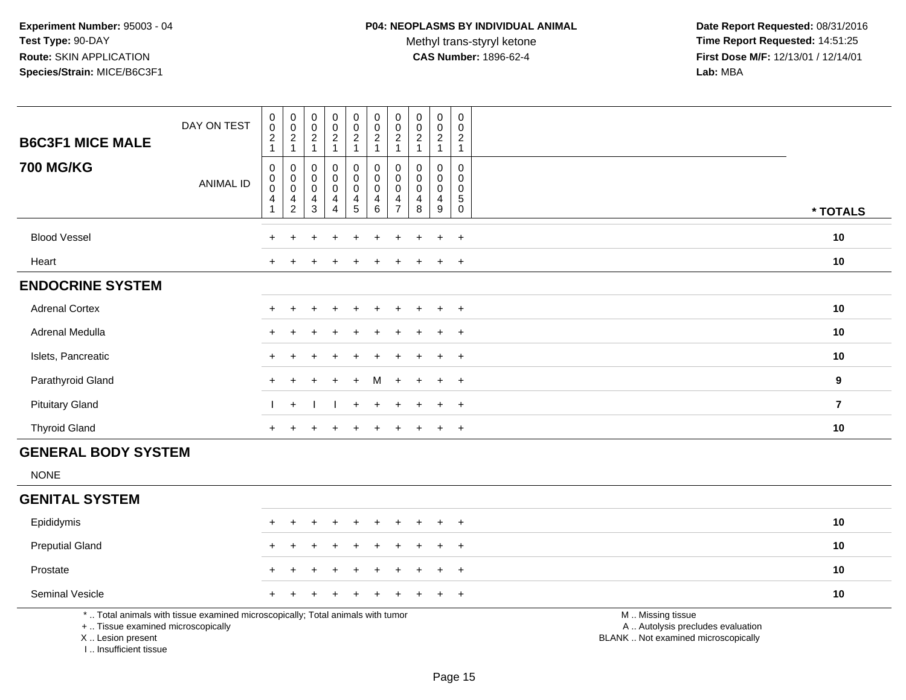**Experiment Number:** 95003 - 04
**Test Type:** 90-DAY
**Route:** SKIN APPLICATION
**Species/Strain:** MICE/B6C3F1

**P04: NEOPLASMS BY INDIVIDUAL ANIMAL**
Methyl trans-styryl ketone
**CAS Number:** 1896-62-4

**Date Report Requested:** 08/31/2016
**Time Report Requested:** 14:51:25
**First Dose M/F:** 12/13/01 / 12/14/01
**Lab:** MBA

## B6C3F1 MICE MALE
## 700 MG/KG

| DAY ON TEST | 0021 | 0021 | 0021 | 0021 | 0021 | 0021 | 0021 | 0021 | 0021 | 0021 | |
|---|---|---|---|---|---|---|---|---|---|---|---|
| **ANIMAL ID** | 00041 | 00042 | 00043 | 00044 | 00045 | 00046 | 00047 | 00048 | 00049 | 00050 | *** TOTALS** |
| Blood Vessel | + | + | + | + | + | + | + | + | + | + | **10** |
| Heart | + | + | + | + | + | + | + | + | + | + | **10** |
| **ENDOCRINE SYSTEM** | | | | | | | | | | | |
| Adrenal Cortex | + | + | + | + | + | + | + | + | + | + | **10** |
| Adrenal Medulla | + | + | + | + | + | + | + | + | + | + | **10** |
| Islets, Pancreatic | + | + | + | + | + | + | + | + | + | + | **10** |
| Parathyroid Gland | + | + | + | + | + | M | + | + | + | + | **9** |
| Pituitary Gland | I | + | I | I | + | + | + | + | + | + | **7** |
| Thyroid Gland | + | + | + | + | + | + | + | + | + | + | **10** |
| **GENERAL BODY SYSTEM** | | | | | | | | | | | |
| NONE | | | | | | | | | | | |
| **GENITAL SYSTEM** | | | | | | | | | | | |
| Epididymis | + | + | + | + | + | + | + | + | + | + | **10** |
| Preputial Gland | + | + | + | + | + | + | + | + | + | + | **10** |
| Prostate | + | + | + | + | + | + | + | + | + | + | **10** |
| Seminal Vesicle | + | + | + | + | + | + | + | + | + | + | **10** |

\* .. Total animals with tissue examined microscopically; Total animals with tumor
\+ .. Tissue examined microscopically
X .. Lesion present
I .. Insufficient tissue

M .. Missing tissue
A .. Autolysis precludes evaluation
BLANK .. Not examined microscopically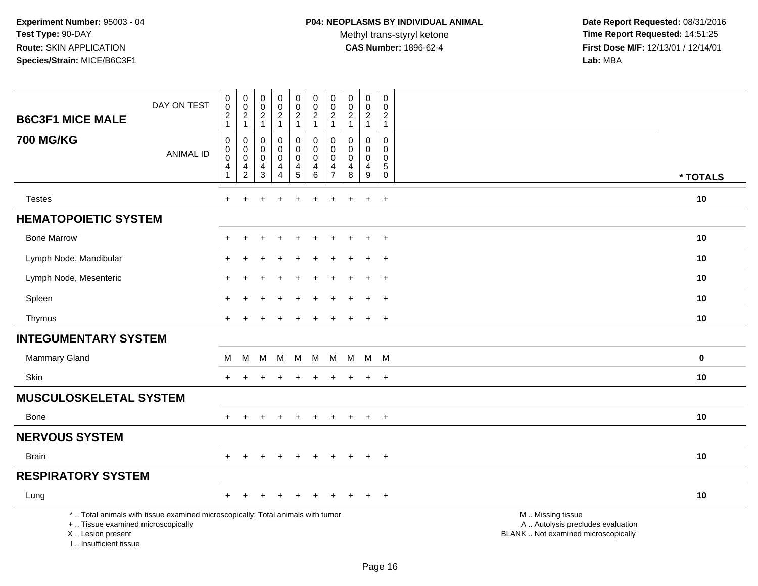**Experiment Number:** 95003 - 04
**Test Type:** 90-DAY
**Route:** SKIN APPLICATION
**Species/Strain:** MICE/B6C3F1

**P04: NEOPLASMS BY INDIVIDUAL ANIMAL**
Methyl trans-styryl ketone
**CAS Number:** 1896-62-4

**Date Report Requested:** 08/31/2016
**Time Report Requested:** 14:51:25
**First Dose M/F:** 12/13/01 / 12/14/01
**Lab:** MBA

## B6C3F1 MICE MALE
## 700 MG/KG

| DAY ON TEST | 0021 | 0021 | 0021 | 0021 | 0021 | 0021 | 0021 | 0021 | 0021 | 0021 | |
|---|---|---|---|---|---|---|---|---|---|---|---|
| ANIMAL ID | 00041 | 00042 | 00043 | 00044 | 00045 | 00046 | 00047 | 00048 | 00049 | 00050 | * TOTALS |
| Testes | + | + | + | + | + | + | + | + | + | + | 10 |
| **HEMATOPOIETIC SYSTEM** | | | | | | | | | | | |
| Bone Marrow | + | + | + | + | + | + | + | + | + | + | 10 |
| Lymph Node, Mandibular | + | + | + | + | + | + | + | + | + | + | 10 |
| Lymph Node, Mesenteric | + | + | + | + | + | + | + | + | + | + | 10 |
| Spleen | + | + | + | + | + | + | + | + | + | + | 10 |
| Thymus | + | + | + | + | + | + | + | + | + | + | 10 |
| **INTEGUMENTARY SYSTEM** | | | | | | | | | | | |
| Mammary Gland | M | M | M | M | M | M | M | M | M | M | 0 |
| Skin | + | + | + | + | + | + | + | + | + | + | 10 |
| **MUSCULOSKELETAL SYSTEM** | | | | | | | | | | | |
| Bone | + | + | + | + | + | + | + | + | + | + | 10 |
| **NERVOUS SYSTEM** | | | | | | | | | | | |
| Brain | + | + | + | + | + | + | + | + | + | + | 10 |
| **RESPIRATORY SYSTEM** | | | | | | | | | | | |
| Lung | + | + | + | + | + | + | + | + | + | + | 10 |

\* .. Total animals with tissue examined microscopically; Total animals with tumor
\+ .. Tissue examined microscopically
X .. Lesion present
I .. Insufficient tissue

M .. Missing tissue
A .. Autolysis precludes evaluation
BLANK .. Not examined microscopically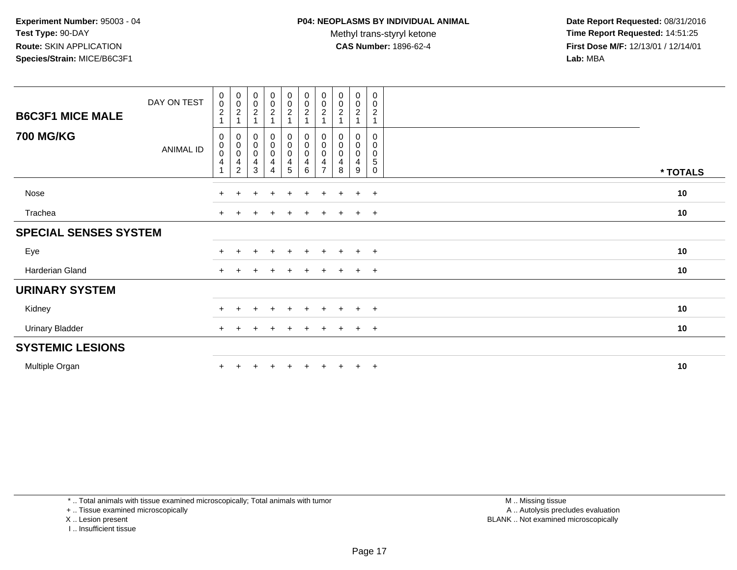**Experiment Number:** 95003 - 04
**Test Type:** 90-DAY
**Route:** SKIN APPLICATION
**Species/Strain:** MICE/B6C3F1

**P04: NEOPLASMS BY INDIVIDUAL ANIMAL**
Methyl trans-styryl ketone
**CAS Number:** 1896-62-4

**Date Report Requested:** 08/31/2016
**Time Report Requested:** 14:51:25
**First Dose M/F:** 12/13/01 / 12/14/01
**Lab:** MBA

| B6C3F1 MICE MALE / 700 MG/KG | | | | | | | | | | | |
|---|---|---|---|---|---|---|---|---|---|---|---|
| DAY ON TEST | 0021 | 0021 | 0021 | 0021 | 0021 | 0021 | 0021 | 0021 | 0021 | 0021 | |
| ANIMAL ID | 00041 | 00042 | 00043 | 00044 | 00045 | 00046 | 00047 | 00048 | 00049 | 00050 | * TOTALS |
| Nose | + | + | + | + | + | + | + | + | + | + | 10 |
| Trachea | + | + | + | + | + | + | + | + | + | + | 10 |
| **SPECIAL SENSES SYSTEM** | | | | | | | | | | | |
| Eye | + | + | + | + | + | + | + | + | + | + | 10 |
| Harderian Gland | + | + | + | + | + | + | + | + | + | + | 10 |
| **URINARY SYSTEM** | | | | | | | | | | | |
| Kidney | + | + | + | + | + | + | + | + | + | + | 10 |
| Urinary Bladder | + | + | + | + | + | + | + | + | + | + | 10 |
| **SYSTEMIC LESIONS** | | | | | | | | | | | |
| Multiple Organ | + | + | + | + | + | + | + | + | + | + | 10 |

* .. Total animals with tissue examined microscopically; Total animals with tumor
+ .. Tissue examined microscopically
X .. Lesion present
I .. Insufficient tissue

M .. Missing tissue
A .. Autolysis precludes evaluation
BLANK .. Not examined microscopically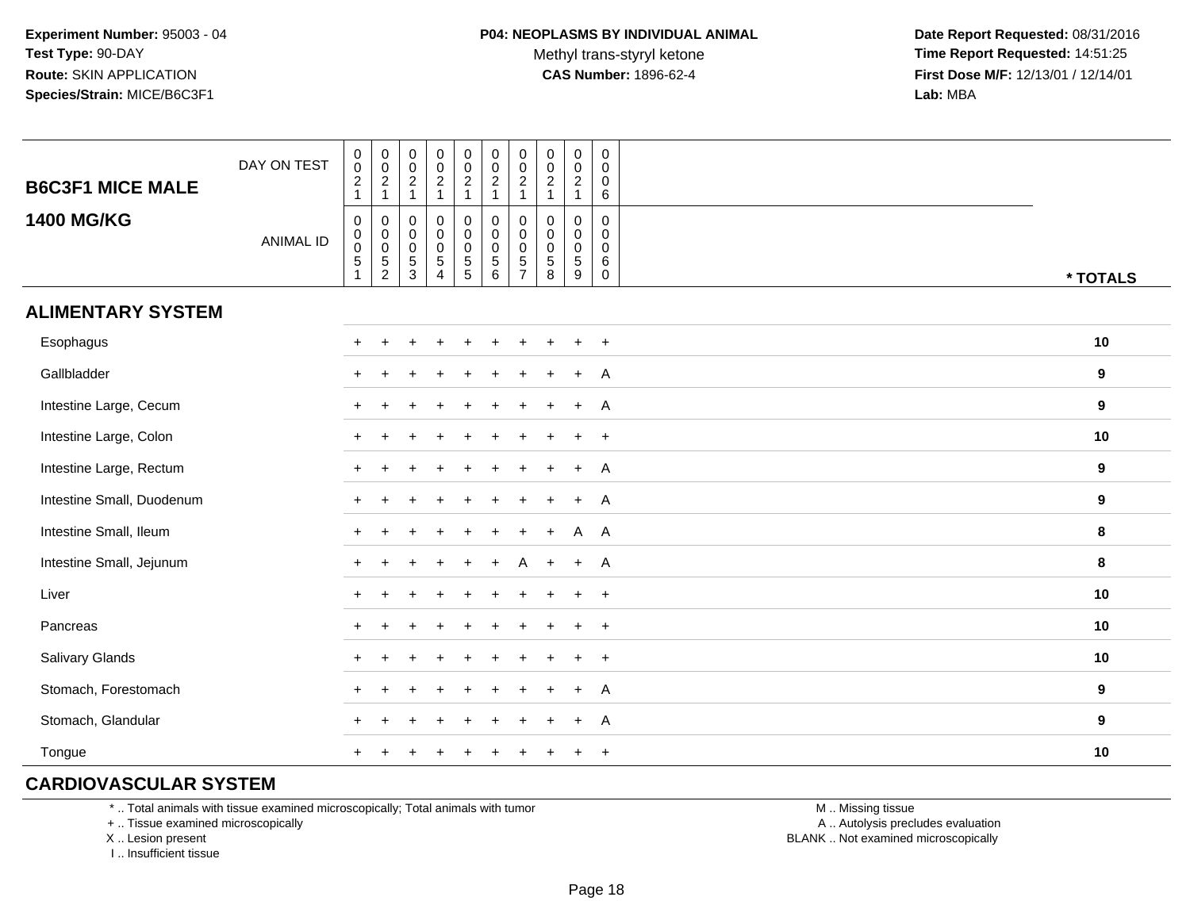**Experiment Number:** 95003 - 04
**Test Type:** 90-DAY
**Route:** SKIN APPLICATION
**Species/Strain:** MICE/B6C3F1

**P04: NEOPLASMS BY INDIVIDUAL ANIMAL**
Methyl trans-styryl ketone
**CAS Number:** 1896-62-4

**Date Report Requested:** 08/31/2016
**Time Report Requested:** 14:51:25
**First Dose M/F:** 12/13/01 / 12/14/01
**Lab:** MBA

| B6C3F1 MICE MALE 1400 MG/KG | | | | | | | | | | | |
|---|---|---|---|---|---|---|---|---|---|---|---|
| DAY ON TEST | 0021 | 0021 | 0021 | 0021 | 0021 | 0021 | 0021 | 0021 | 0021 | 0006 | |
| ANIMAL ID | 00051 | 00052 | 00053 | 00054 | 00055 | 00056 | 00057 | 00058 | 00059 | 00060 | * TOTALS |
| **ALIMENTARY SYSTEM** | | | | | | | | | | | |
| Esophagus | + | + | + | + | + | + | + | + | + | + | 10 |
| Gallbladder | + | + | + | + | + | + | + | + | + | A | 9 |
| Intestine Large, Cecum | + | + | + | + | + | + | + | + | + | A | 9 |
| Intestine Large, Colon | + | + | + | + | + | + | + | + | + | + | 10 |
| Intestine Large, Rectum | + | + | + | + | + | + | + | + | + | A | 9 |
| Intestine Small, Duodenum | + | + | + | + | + | + | + | + | + | A | 9 |
| Intestine Small, Ileum | + | + | + | + | + | + | + | + | A | A | 8 |
| Intestine Small, Jejunum | + | + | + | + | + | + | A | + | + | A | 8 |
| Liver | + | + | + | + | + | + | + | + | + | + | 10 |
| Pancreas | + | + | + | + | + | + | + | + | + | + | 10 |
| Salivary Glands | + | + | + | + | + | + | + | + | + | + | 10 |
| Stomach, Forestomach | + | + | + | + | + | + | + | + | + | A | 9 |
| Stomach, Glandular | + | + | + | + | + | + | + | + | + | A | 9 |
| Tongue | + | + | + | + | + | + | + | + | + | + | 10 |
| **CARDIOVASCULAR SYSTEM** | | | | | | | | | | | |

\* .. Total animals with tissue examined microscopically; Total animals with tumor
\+ .. Tissue examined microscopically
X .. Lesion present
I .. Insufficient tissue

M .. Missing tissue
A .. Autolysis precludes evaluation
BLANK .. Not examined microscopically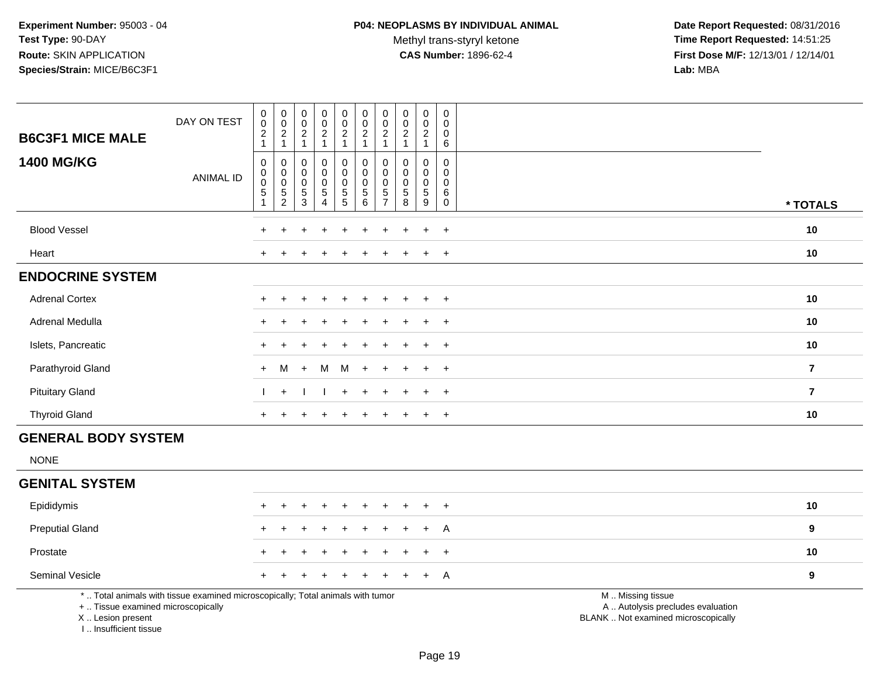**Experiment Number:** 95003 - 04
**Test Type:** 90-DAY
**Route:** SKIN APPLICATION
**Species/Strain:** MICE/B6C3F1

**P04: NEOPLASMS BY INDIVIDUAL ANIMAL**
Methyl trans-styryl ketone
**CAS Number:** 1896-62-4

**Date Report Requested:** 08/31/2016
**Time Report Requested:** 14:51:25
**First Dose M/F:** 12/13/01 / 12/14/01
**Lab:** MBA

| B6C3F1 MICE MALE | | | | | | | | | | | |
|---|---|---|---|---|---|---|---|---|---|---|---|
| DAY ON TEST | 0021 | 0021 | 0021 | 0021 | 0021 | 0021 | 0021 | 0021 | 0021 | 0006 | |
| **1400 MG/KG** ANIMAL ID | 00051 | 00052 | 00053 | 00054 | 00055 | 00056 | 00057 | 00058 | 00059 | 00060 | * TOTALS |
| Blood Vessel | + | + | + | + | + | + | + | + | + | + | 10 |
| Heart | + | + | + | + | + | + | + | + | + | + | 10 |
| **ENDOCRINE SYSTEM** | | | | | | | | | | | |
| Adrenal Cortex | + | + | + | + | + | + | + | + | + | + | 10 |
| Adrenal Medulla | + | + | + | + | + | + | + | + | + | + | 10 |
| Islets, Pancreatic | + | + | + | + | + | + | + | + | + | + | 10 |
| Parathyroid Gland | + | M | + | M | M | + | + | + | + | + | 7 |
| Pituitary Gland | I | + | I | I | + | + | + | + | + | + | 7 |
| Thyroid Gland | + | + | + | + | + | + | + | + | + | + | 10 |
| **GENERAL BODY SYSTEM** | | | | | | | | | | | |
| NONE | | | | | | | | | | | |
| **GENITAL SYSTEM** | | | | | | | | | | | |
| Epididymis | + | + | + | + | + | + | + | + | + | + | 10 |
| Preputial Gland | + | + | + | + | + | + | + | + | + | A | 9 |
| Prostate | + | + | + | + | + | + | + | + | + | + | 10 |
| Seminal Vesicle | + | + | + | + | + | + | + | + | + | A | 9 |

\* .. Total animals with tissue examined microscopically; Total animals with tumor
\+ .. Tissue examined microscopically
X .. Lesion present
I .. Insufficient tissue

M .. Missing tissue
A .. Autolysis precludes evaluation
BLANK .. Not examined microscopically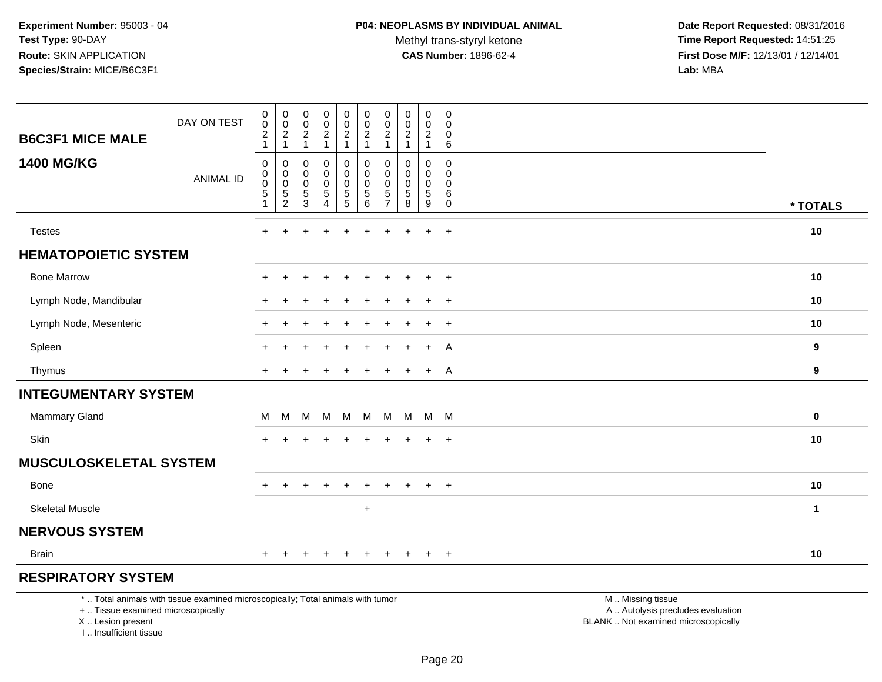**Experiment Number:** 95003 - 04
**Test Type:** 90-DAY
**Route:** SKIN APPLICATION
**Species/Strain:** MICE/B6C3F1

**P04: NEOPLASMS BY INDIVIDUAL ANIMAL**
Methyl trans-styryl ketone
**CAS Number:** 1896-62-4

**Date Report Requested:** 08/31/2016
**Time Report Requested:** 14:51:25
**First Dose M/F:** 12/13/01 / 12/14/01
**Lab:** MBA

| B6C3F1 MICE MALE 1400 MG/KG | | | | | | | | | | | |
|---|---|---|---|---|---|---|---|---|---|---|---|
| DAY ON TEST | 0021 | 0021 | 0021 | 0021 | 0021 | 0021 | 0021 | 0021 | 0021 | 0006 | |
| ANIMAL ID | 00051 | 00052 | 00053 | 00054 | 00055 | 00056 | 00057 | 00058 | 00059 | 00060 | * TOTALS |
| Testes | + | + | + | + | + | + | + | + | + | + | 10 |
| **HEMATOPOIETIC SYSTEM** | | | | | | | | | | | |
| Bone Marrow | + | + | + | + | + | + | + | + | + | + | 10 |
| Lymph Node, Mandibular | + | + | + | + | + | + | + | + | + | + | 10 |
| Lymph Node, Mesenteric | + | + | + | + | + | + | + | + | + | + | 10 |
| Spleen | + | + | + | + | + | + | + | + | + | A | 9 |
| Thymus | + | + | + | + | + | + | + | + | + | A | 9 |
| **INTEGUMENTARY SYSTEM** | | | | | | | | | | | |
| Mammary Gland | M | M | M | M | M | M | M | M | M | M | 0 |
| Skin | + | + | + | + | + | + | + | + | + | + | 10 |
| **MUSCULOSKELETAL SYSTEM** | | | | | | | | | | | |
| Bone | + | + | + | + | + | + | + | + | + | + | 10 |
| Skeletal Muscle | | | | | | + | | | | | 1 |
| **NERVOUS SYSTEM** | | | | | | | | | | | |
| Brain | + | + | + | + | + | + | + | + | + | + | 10 |
| **RESPIRATORY SYSTEM** | | | | | | | | | | | |

\* .. Total animals with tissue examined microscopically; Total animals with tumor
\+ .. Tissue examined microscopically
X .. Lesion present
I .. Insufficient tissue

M .. Missing tissue
A .. Autolysis precludes evaluation
BLANK .. Not examined microscopically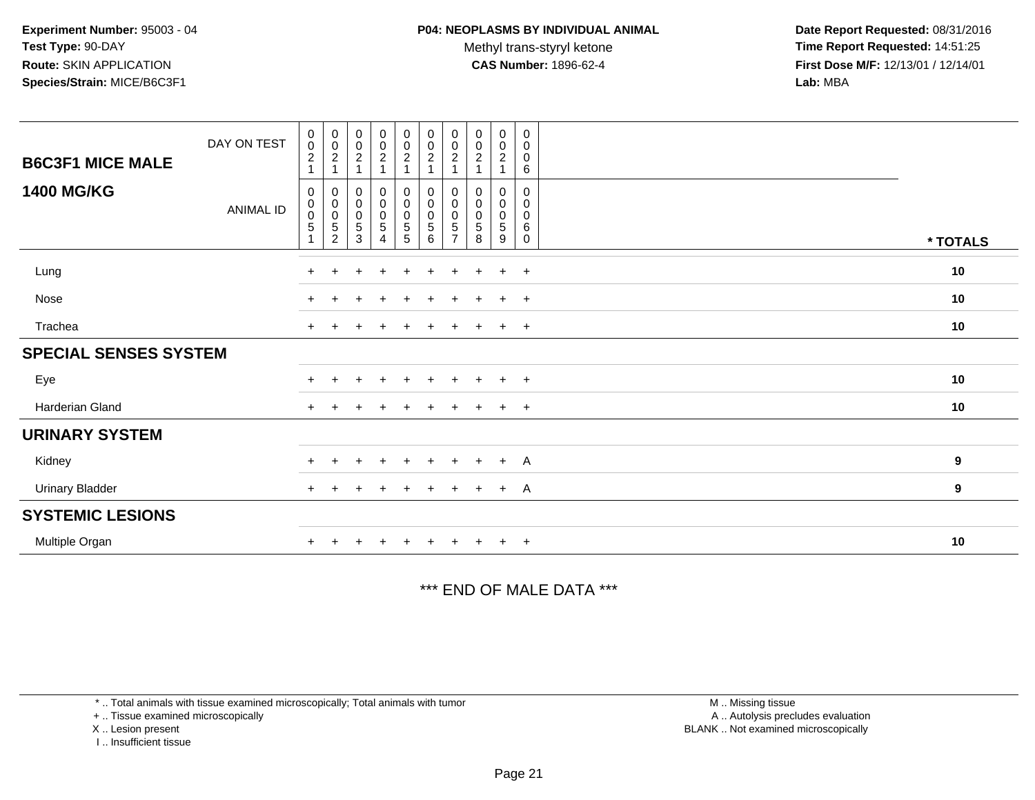**Experiment Number:** 95003 - 04
**Test Type:** 90-DAY
**Route:** SKIN APPLICATION
**Species/Strain:** MICE/B6C3F1

**P04: NEOPLASMS BY INDIVIDUAL ANIMAL**
Methyl trans-styryl ketone
**CAS Number:** 1896-62-4

**Date Report Requested:** 08/31/2016
**Time Report Requested:** 14:51:25
**First Dose M/F:** 12/13/01 / 12/14/01
**Lab:** MBA

| B6C3F1 MICE MALE 1400 MG/KG | | | | | | | | | | | |
|---|---|---|---|---|---|---|---|---|---|---|---|
| DAY ON TEST | 0021 | 0021 | 0021 | 0021 | 0021 | 0021 | 0021 | 0021 | 0021 | 0006 | |
| ANIMAL ID | 00051 | 00052 | 00053 | 00054 | 00055 | 00056 | 00057 | 00058 | 00059 | 00060 | * TOTALS |
| Lung | + | + | + | + | + | + | + | + | + | + | 10 |
| Nose | + | + | + | + | + | + | + | + | + | + | 10 |
| Trachea | + | + | + | + | + | + | + | + | + | + | 10 |
| **SPECIAL SENSES SYSTEM** | | | | | | | | | | | |
| Eye | + | + | + | + | + | + | + | + | + | + | 10 |
| Harderian Gland | + | + | + | + | + | + | + | + | + | + | 10 |
| **URINARY SYSTEM** | | | | | | | | | | | |
| Kidney | + | + | + | + | + | + | + | + | + | A | 9 |
| Urinary Bladder | + | + | + | + | + | + | + | + | + | A | 9 |
| **SYSTEMIC LESIONS** | | | | | | | | | | | |
| Multiple Organ | + | + | + | + | + | + | + | + | + | + | 10 |

*** END OF MALE DATA ***

* .. Total animals with tissue examined microscopically; Total animals with tumor
+ .. Tissue examined microscopically
X .. Lesion present
I .. Insufficient tissue

M .. Missing tissue
A .. Autolysis precludes evaluation
BLANK .. Not examined microscopically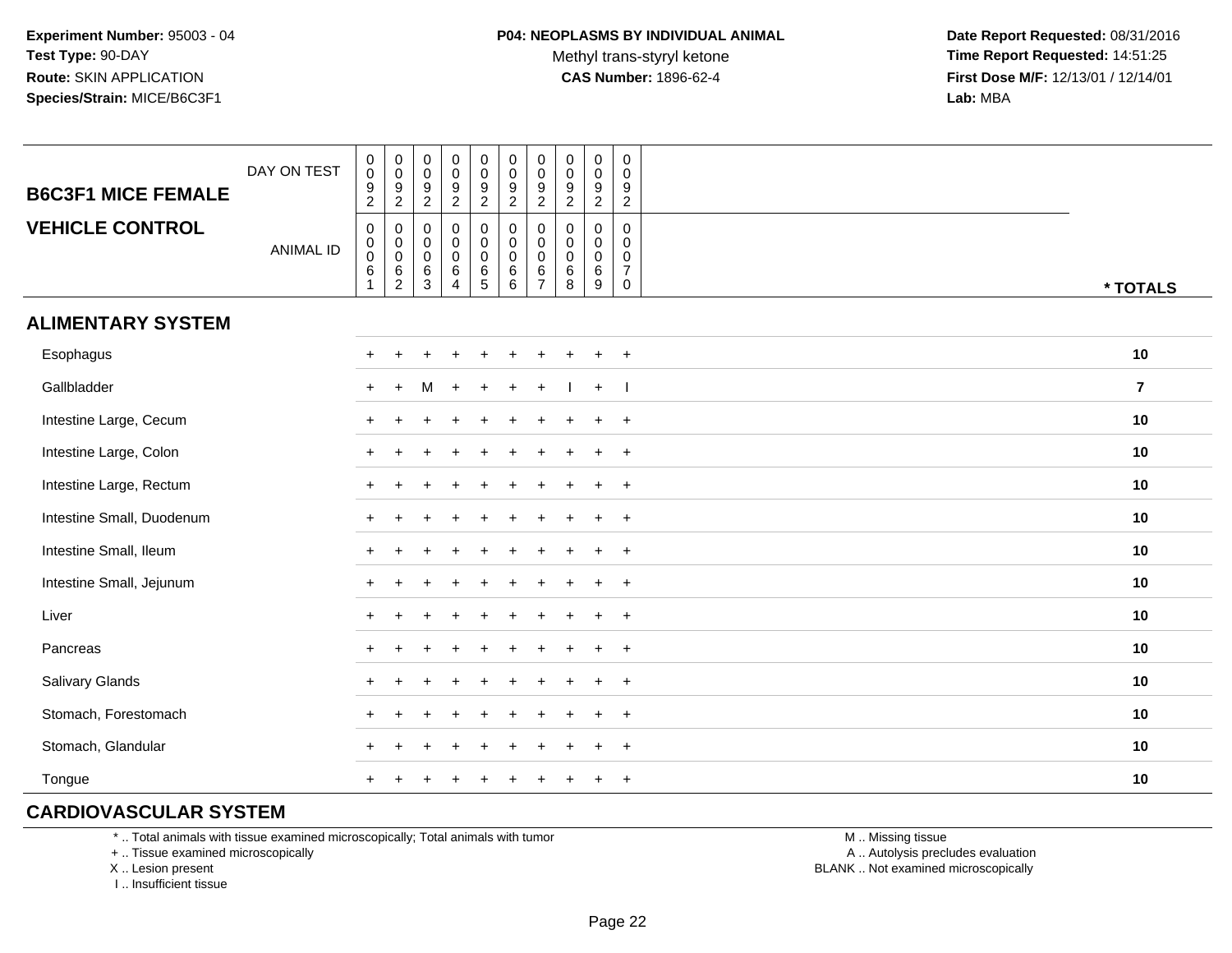**Experiment Number:** 95003 - 04
**Test Type:** 90-DAY
**Route:** SKIN APPLICATION
**Species/Strain:** MICE/B6C3F1

**P04: NEOPLASMS BY INDIVIDUAL ANIMAL**
Methyl trans-styryl ketone
**CAS Number:** 1896-62-4

**Date Report Requested:** 08/31/2016
**Time Report Requested:** 14:51:25
**First Dose M/F:** 12/13/01 / 12/14/01
**Lab:** MBA

| B6C3F1 MICE FEMALE — VEHICLE CONTROL | | | | | | | | | | | |
|---|---|---|---|---|---|---|---|---|---|---|---|
| DAY ON TEST | 0092 | 0092 | 0092 | 0092 | 0092 | 0092 | 0092 | 0092 | 0092 | 0092 | |
| ANIMAL ID | 00061 | 00062 | 00063 | 00064 | 00065 | 00066 | 00067 | 00068 | 00069 | 00070 | * TOTALS |
| **ALIMENTARY SYSTEM** | | | | | | | | | | | |
| Esophagus | + | + | + | + | + | + | + | + | + | + | 10 |
| Gallbladder | + | + | M | + | + | + | + | I | + | I | 7 |
| Intestine Large, Cecum | + | + | + | + | + | + | + | + | + | + | 10 |
| Intestine Large, Colon | + | + | + | + | + | + | + | + | + | + | 10 |
| Intestine Large, Rectum | + | + | + | + | + | + | + | + | + | + | 10 |
| Intestine Small, Duodenum | + | + | + | + | + | + | + | + | + | + | 10 |
| Intestine Small, Ileum | + | + | + | + | + | + | + | + | + | + | 10 |
| Intestine Small, Jejunum | + | + | + | + | + | + | + | + | + | + | 10 |
| Liver | + | + | + | + | + | + | + | + | + | + | 10 |
| Pancreas | + | + | + | + | + | + | + | + | + | + | 10 |
| Salivary Glands | + | + | + | + | + | + | + | + | + | + | 10 |
| Stomach, Forestomach | + | + | + | + | + | + | + | + | + | + | 10 |
| Stomach, Glandular | + | + | + | + | + | + | + | + | + | + | 10 |
| Tongue | + | + | + | + | + | + | + | + | + | + | 10 |
| **CARDIOVASCULAR SYSTEM** | | | | | | | | | | | |

\* .. Total animals with tissue examined microscopically; Total animals with tumor
\+ .. Tissue examined microscopically
X .. Lesion present
I .. Insufficient tissue

M .. Missing tissue
A .. Autolysis precludes evaluation
BLANK .. Not examined microscopically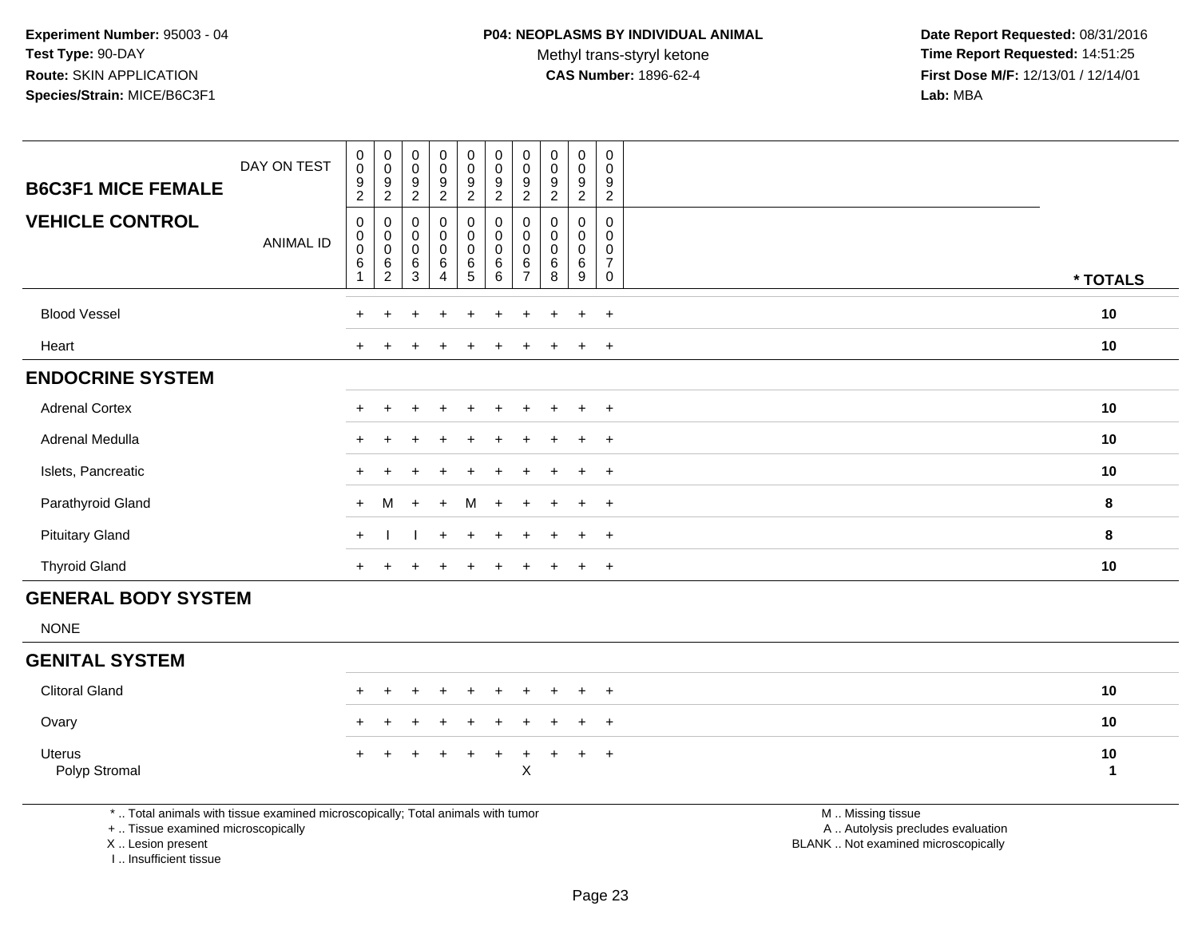**Experiment Number:** 95003 - 04
**Test Type:** 90-DAY
**Route:** SKIN APPLICATION
**Species/Strain:** MICE/B6C3F1

**P04: NEOPLASMS BY INDIVIDUAL ANIMAL**
Methyl trans-styryl ketone
**CAS Number:** 1896-62-4

**Date Report Requested:** 08/31/2016
**Time Report Requested:** 14:51:25
**First Dose M/F:** 12/13/01 / 12/14/01
**Lab:** MBA

## B6C3F1 MICE FEMALE
## VEHICLE CONTROL

| DAY ON TEST | 0092 | 0092 | 0092 | 0092 | 0092 | 0092 | 0092 | 0092 | 0092 | 0092 | |
|---|---|---|---|---|---|---|---|---|---|---|---|
| **ANIMAL ID** | 00061 | 00062 | 00063 | 00064 | 00065 | 00066 | 00067 | 00068 | 00069 | 00070 | *** TOTALS** |
| Blood Vessel | + | + | + | + | + | + | + | + | + | + | **10** |
| Heart | + | + | + | + | + | + | + | + | + | + | **10** |
| **ENDOCRINE SYSTEM** | | | | | | | | | | | |
| Adrenal Cortex | + | + | + | + | + | + | + | + | + | + | **10** |
| Adrenal Medulla | + | + | + | + | + | + | + | + | + | + | **10** |
| Islets, Pancreatic | + | + | + | + | + | + | + | + | + | + | **10** |
| Parathyroid Gland | + | M | + | + | M | + | + | + | + | + | **8** |
| Pituitary Gland | + | I | I | + | + | + | + | + | + | + | **8** |
| Thyroid Gland | + | + | + | + | + | + | + | + | + | + | **10** |
| **GENERAL BODY SYSTEM** | | | | | | | | | | | |
| NONE | | | | | | | | | | | |
| **GENITAL SYSTEM** | | | | | | | | | | | |
| Clitoral Gland | + | + | + | + | + | + | + | + | + | + | **10** |
| Ovary | + | + | + | + | + | + | + | + | + | + | **10** |
| Uterus | + | + | + | + | + | + | + | + | + | + | **10** |
| Polyp Stromal | | | | | | | X | | | | **1** |

\* .. Total animals with tissue examined microscopically; Total animals with tumor
\+ .. Tissue examined microscopically
X .. Lesion present
I .. Insufficient tissue

M .. Missing tissue
A .. Autolysis precludes evaluation
BLANK .. Not examined microscopically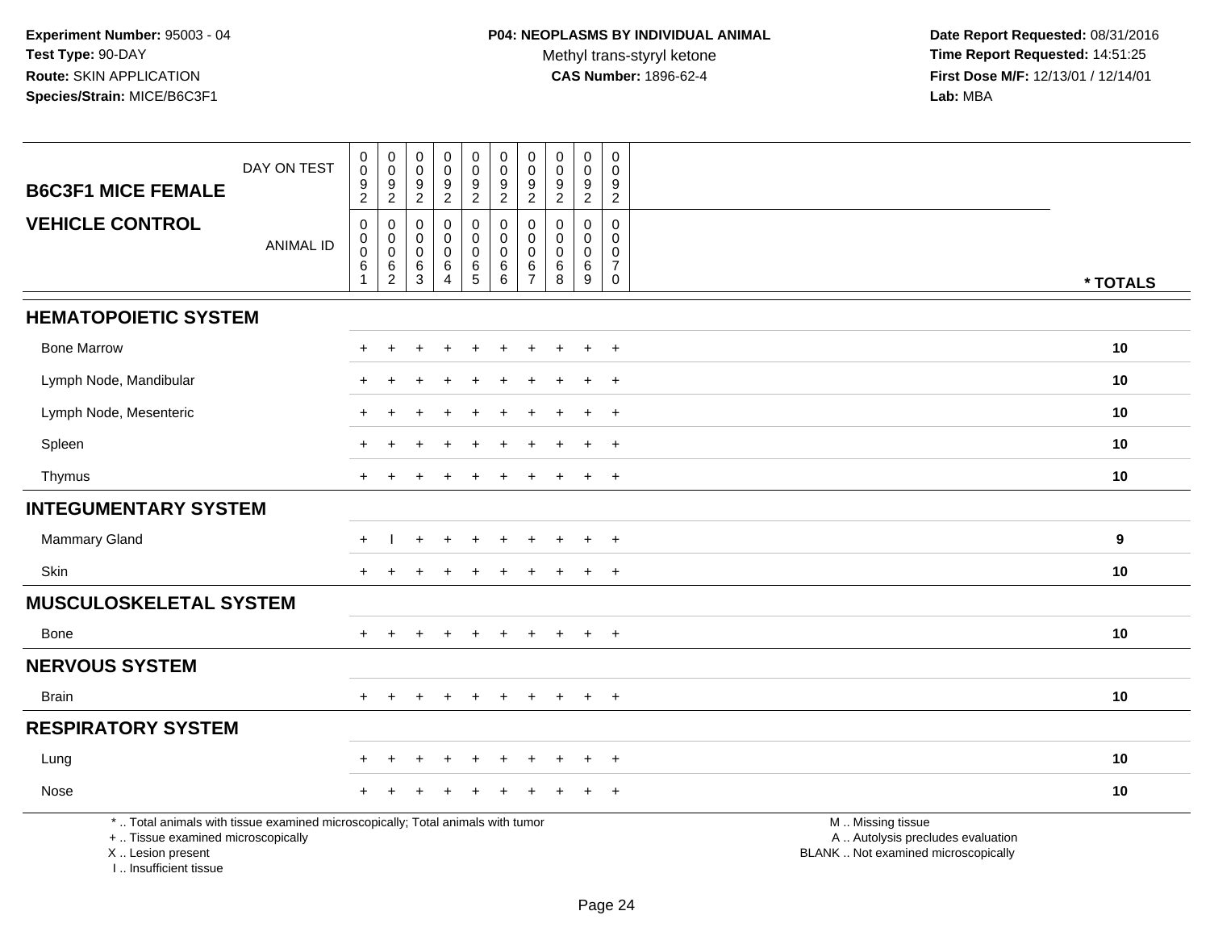**Experiment Number:** 95003 - 04
**Test Type:** 90-DAY
**Route:** SKIN APPLICATION
**Species/Strain:** MICE/B6C3F1

**P04: NEOPLASMS BY INDIVIDUAL ANIMAL**
Methyl trans-styryl ketone
**CAS Number:** 1896-62-4

**Date Report Requested:** 08/31/2016
**Time Report Requested:** 14:51:25
**First Dose M/F:** 12/13/01 / 12/14/01
**Lab:** MBA

| B6C3F1 MICE FEMALE / VEHICLE CONTROL | | | | | | | | | | | |
|---|---|---|---|---|---|---|---|---|---|---|---|
| DAY ON TEST | 0092 | 0092 | 0092 | 0092 | 0092 | 0092 | 0092 | 0092 | 0092 | 0092 | |
| ANIMAL ID | 00061 | 00062 | 00063 | 00064 | 00065 | 00066 | 00067 | 00068 | 00069 | 00070 | * TOTALS |
| **HEMATOPOIETIC SYSTEM** | | | | | | | | | | | |
| Bone Marrow | + | + | + | + | + | + | + | + | + | + | 10 |
| Lymph Node, Mandibular | + | + | + | + | + | + | + | + | + | + | 10 |
| Lymph Node, Mesenteric | + | + | + | + | + | + | + | + | + | + | 10 |
| Spleen | + | + | + | + | + | + | + | + | + | + | 10 |
| Thymus | + | + | + | + | + | + | + | + | + | + | 10 |
| **INTEGUMENTARY SYSTEM** | | | | | | | | | | | |
| Mammary Gland | + | I | + | + | + | + | + | + | + | + | 9 |
| Skin | + | + | + | + | + | + | + | + | + | + | 10 |
| **MUSCULOSKELETAL SYSTEM** | | | | | | | | | | | |
| Bone | + | + | + | + | + | + | + | + | + | + | 10 |
| **NERVOUS SYSTEM** | | | | | | | | | | | |
| Brain | + | + | + | + | + | + | + | + | + | + | 10 |
| **RESPIRATORY SYSTEM** | | | | | | | | | | | |
| Lung | + | + | + | + | + | + | + | + | + | + | 10 |
| Nose | + | + | + | + | + | + | + | + | + | + | 10 |

* .. Total animals with tissue examined microscopically; Total animals with tumor
+ .. Tissue examined microscopically
X .. Lesion present
I .. Insufficient tissue

M .. Missing tissue
A .. Autolysis precludes evaluation
BLANK .. Not examined microscopically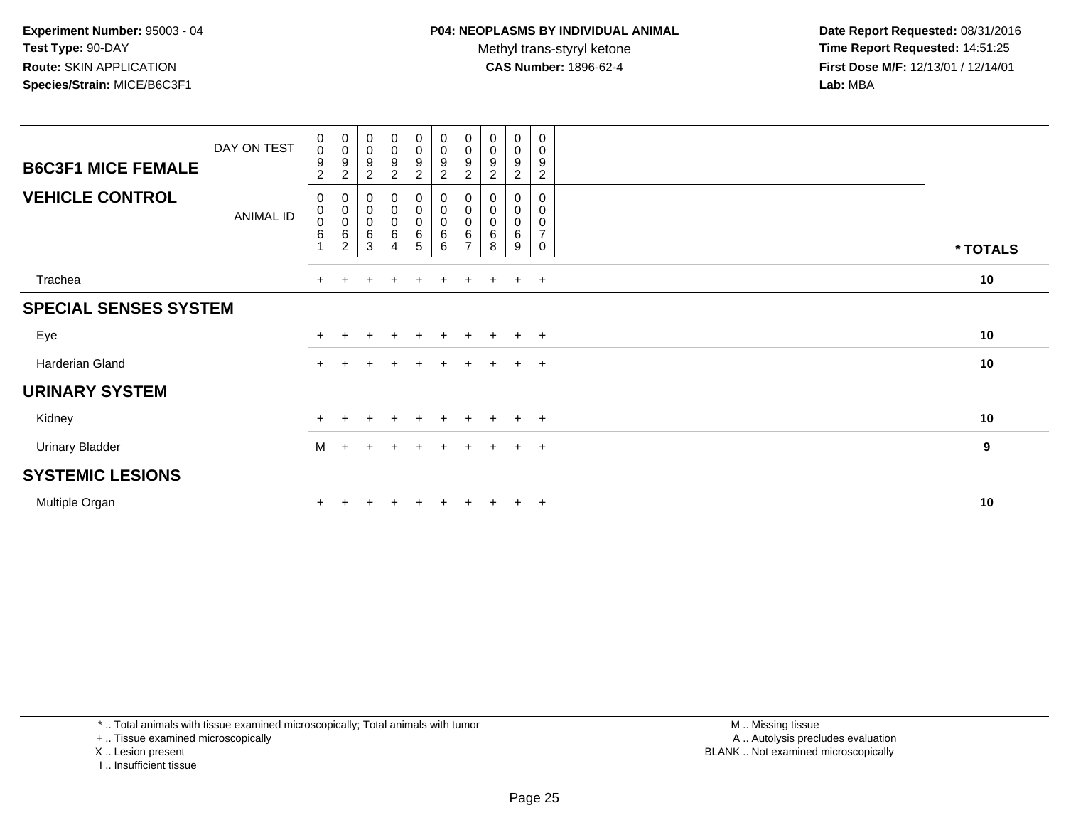**Experiment Number:** 95003 - 04
**Test Type:** 90-DAY
**Route:** SKIN APPLICATION
**Species/Strain:** MICE/B6C3F1

**P04: NEOPLASMS BY INDIVIDUAL ANIMAL**
Methyl trans-styryl ketone
**CAS Number:** 1896-62-4

**Date Report Requested:** 08/31/2016
**Time Report Requested:** 14:51:25
**First Dose M/F:** 12/13/01 / 12/14/01
**Lab:** MBA

| B6C3F1 MICE FEMALE — DAY ON TEST | 0092 | 0092 | 0092 | 0092 | 0092 | 0092 | 0092 | 0092 | 0092 | 0092 | |
|---|---|---|---|---|---|---|---|---|---|---|---|
| **VEHICLE CONTROL** — ANIMAL ID | 00061 | 00062 | 00063 | 00064 | 00065 | 00066 | 00067 | 00068 | 00069 | 00070 | **\* TOTALS** |
| Trachea | + | + | + | + | + | + | + | + | + | + | **10** |
| **SPECIAL SENSES SYSTEM** | | | | | | | | | | | |
| Eye | + | + | + | + | + | + | + | + | + | + | **10** |
| Harderian Gland | + | + | + | + | + | + | + | + | + | + | **10** |
| **URINARY SYSTEM** | | | | | | | | | | | |
| Kidney | + | + | + | + | + | + | + | + | + | + | **10** |
| Urinary Bladder | M | + | + | + | + | + | + | + | + | + | **9** |
| **SYSTEMIC LESIONS** | | | | | | | | | | | |
| Multiple Organ | + | + | + | + | + | + | + | + | + | + | **10** |

* .. Total animals with tissue examined microscopically; Total animals with tumor
+ .. Tissue examined microscopically
X .. Lesion present
I .. Insufficient tissue

M .. Missing tissue
A .. Autolysis precludes evaluation
BLANK .. Not examined microscopically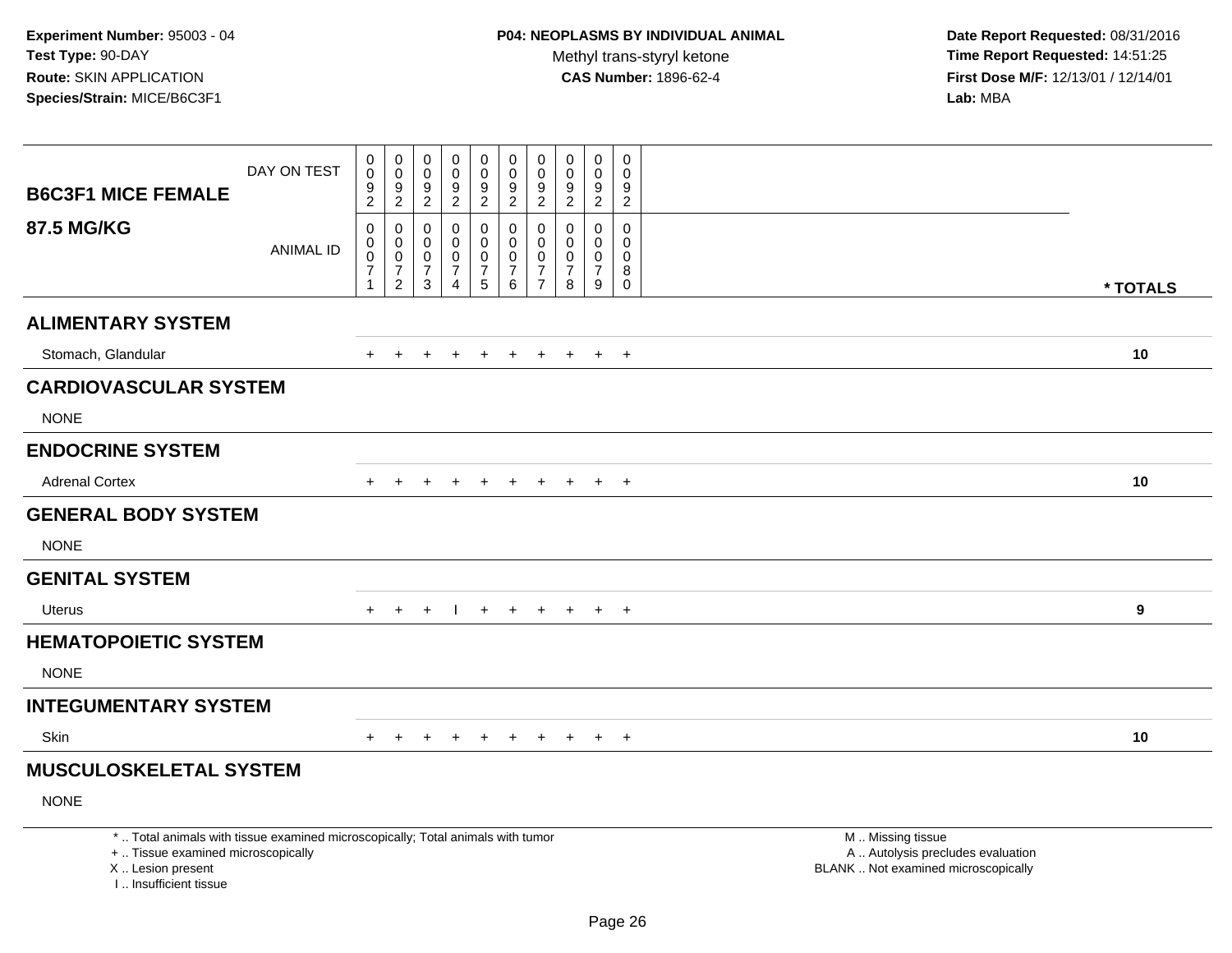**Experiment Number:** 95003 - 04
**Test Type:** 90-DAY
**Route:** SKIN APPLICATION
**Species/Strain:** MICE/B6C3F1

**P04: NEOPLASMS BY INDIVIDUAL ANIMAL**
Methyl trans-styryl ketone
**CAS Number:** 1896-62-4

**Date Report Requested:** 08/31/2016
**Time Report Requested:** 14:51:25
**First Dose M/F:** 12/13/01 / 12/14/01
**Lab:** MBA

| B6C3F1 MICE FEMALE 87.5 MG/KG | | | | | | | | | | | |
|---|---|---|---|---|---|---|---|---|---|---|---|
| DAY ON TEST | 0092 | 0092 | 0092 | 0092 | 0092 | 0092 | 0092 | 0092 | 0092 | 0092 | |
| ANIMAL ID | 00071 | 00072 | 00073 | 00074 | 00075 | 00076 | 00077 | 00078 | 00079 | 00080 | * TOTALS |
| **ALIMENTARY SYSTEM** | | | | | | | | | | | |
| Stomach, Glandular | + | + | + | + | + | + | + | + | + | + | 10 |
| **CARDIOVASCULAR SYSTEM** | | | | | | | | | | | |
| NONE | | | | | | | | | | | |
| **ENDOCRINE SYSTEM** | | | | | | | | | | | |
| Adrenal Cortex | + | + | + | + | + | + | + | + | + | + | 10 |
| **GENERAL BODY SYSTEM** | | | | | | | | | | | |
| NONE | | | | | | | | | | | |
| **GENITAL SYSTEM** | | | | | | | | | | | |
| Uterus | + | + | + | I | + | + | + | + | + | + | 9 |
| **HEMATOPOIETIC SYSTEM** | | | | | | | | | | | |
| NONE | | | | | | | | | | | |
| **INTEGUMENTARY SYSTEM** | | | | | | | | | | | |
| Skin | + | + | + | + | + | + | + | + | + | + | 10 |
| **MUSCULOSKELETAL SYSTEM** | | | | | | | | | | | |
| NONE | | | | | | | | | | | |

* .. Total animals with tissue examined microscopically; Total animals with tumor
+ .. Tissue examined microscopically
X .. Lesion present
I .. Insufficient tissue

M .. Missing tissue
A .. Autolysis precludes evaluation
BLANK .. Not examined microscopically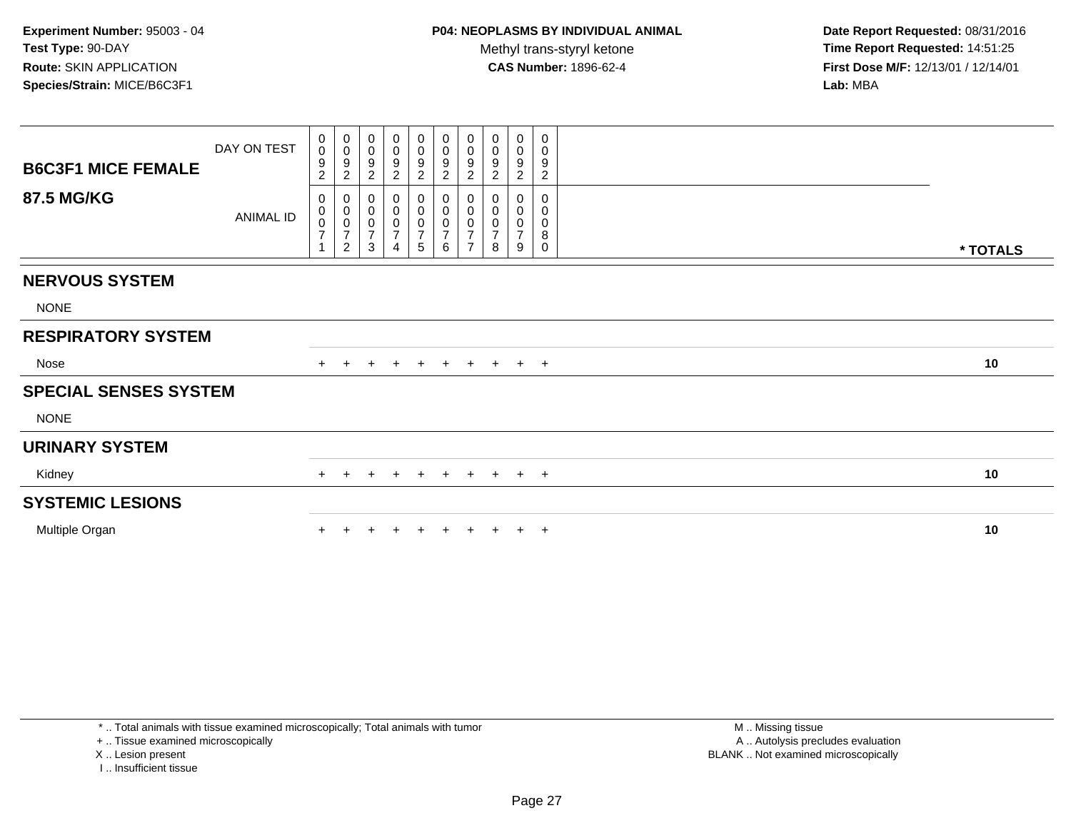**Experiment Number:** 95003 - 04
**Test Type:** 90-DAY
**Route:** SKIN APPLICATION
**Species/Strain:** MICE/B6C3F1

**P04: NEOPLASMS BY INDIVIDUAL ANIMAL**
Methyl trans-styryl ketone
**CAS Number:** 1896-62-4

**Date Report Requested:** 08/31/2016
**Time Report Requested:** 14:51:25
**First Dose M/F:** 12/13/01 / 12/14/01
**Lab:** MBA

| B6C3F1 MICE FEMALE 87.5 MG/KG | | | | | | | | | | | |
|---|---|---|---|---|---|---|---|---|---|---|---|
| DAY ON TEST | 0092 | 0092 | 0092 | 0092 | 0092 | 0092 | 0092 | 0092 | 0092 | 0092 | |
| ANIMAL ID | 00071 | 00072 | 00073 | 00074 | 00075 | 00076 | 00077 | 00078 | 00079 | 00080 | * TOTALS |
| **NERVOUS SYSTEM** | | | | | | | | | | | |
| NONE | | | | | | | | | | | |
| **RESPIRATORY SYSTEM** | | | | | | | | | | | |
| Nose | + | + | + | + | + | + | + | + | + | + | 10 |
| **SPECIAL SENSES SYSTEM** | | | | | | | | | | | |
| NONE | | | | | | | | | | | |
| **URINARY SYSTEM** | | | | | | | | | | | |
| Kidney | + | + | + | + | + | + | + | + | + | + | 10 |
| **SYSTEMIC LESIONS** | | | | | | | | | | | |
| Multiple Organ | + | + | + | + | + | + | + | + | + | + | 10 |

* .. Total animals with tissue examined microscopically; Total animals with tumor
+ .. Tissue examined microscopically
X .. Lesion present
I .. Insufficient tissue

M .. Missing tissue
A .. Autolysis precludes evaluation
BLANK .. Not examined microscopically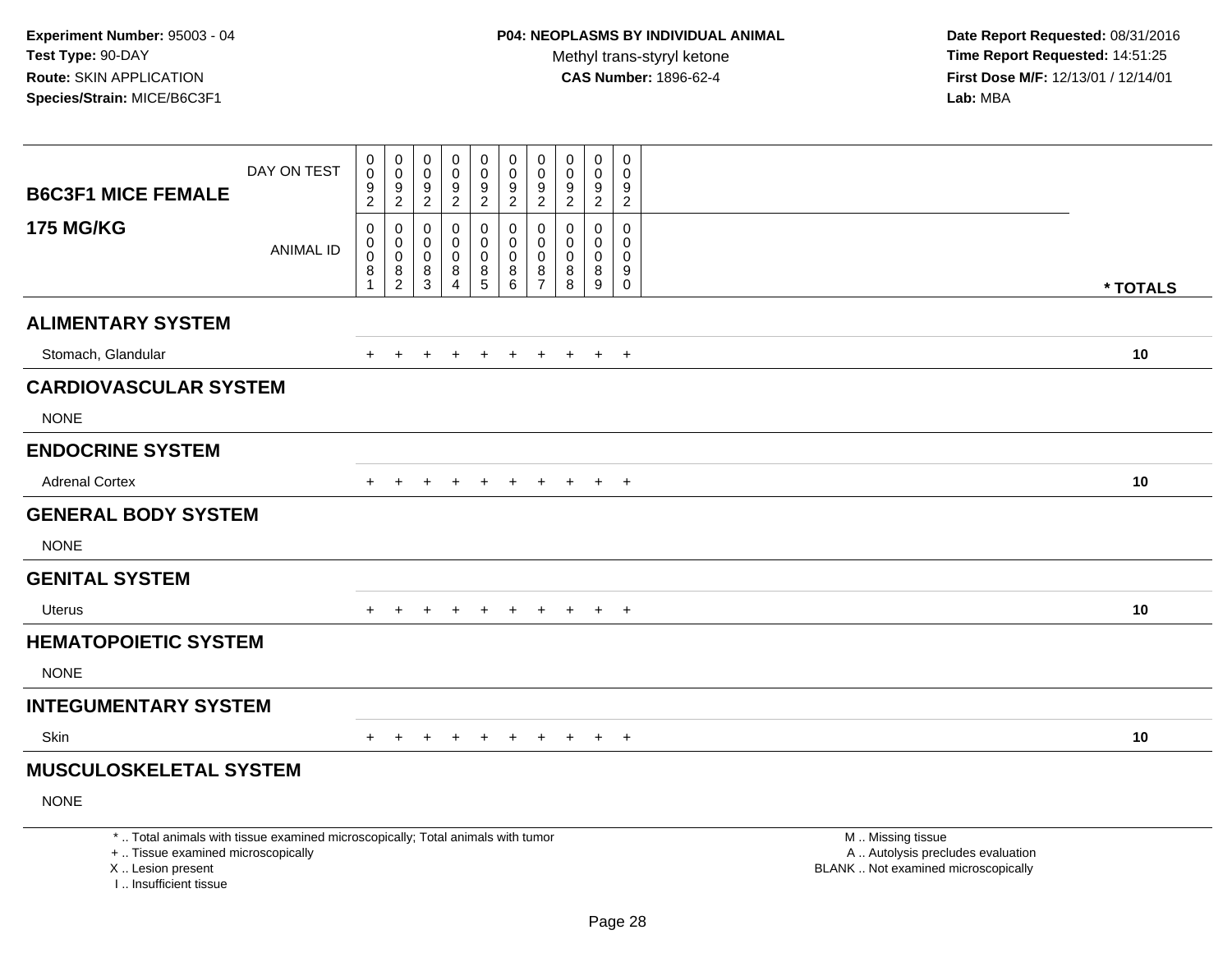**Experiment Number:** 95003 - 04
**Test Type:** 90-DAY
**Route:** SKIN APPLICATION
**Species/Strain:** MICE/B6C3F1

**P04: NEOPLASMS BY INDIVIDUAL ANIMAL**
Methyl trans-styryl ketone
**CAS Number:** 1896-62-4

**Date Report Requested:** 08/31/2016
**Time Report Requested:** 14:51:25
**First Dose M/F:** 12/13/01 / 12/14/01
**Lab:** MBA

| B6C3F1 MICE FEMALE 175 MG/KG | | | | | | | | | | | |
|---|---|---|---|---|---|---|---|---|---|---|---|
| DAY ON TEST | 0092 | 0092 | 0092 | 0092 | 0092 | 0092 | 0092 | 0092 | 0092 | 0092 | |
| ANIMAL ID | 00081 | 00082 | 00083 | 00084 | 00085 | 00086 | 00087 | 00088 | 00089 | 00090 | * TOTALS |
| **ALIMENTARY SYSTEM** | | | | | | | | | | | |
| Stomach, Glandular | + | + | + | + | + | + | + | + | + | + | 10 |
| **CARDIOVASCULAR SYSTEM** | | | | | | | | | | | |
| NONE | | | | | | | | | | | |
| **ENDOCRINE SYSTEM** | | | | | | | | | | | |
| Adrenal Cortex | + | + | + | + | + | + | + | + | + | + | 10 |
| **GENERAL BODY SYSTEM** | | | | | | | | | | | |
| NONE | | | | | | | | | | | |
| **GENITAL SYSTEM** | | | | | | | | | | | |
| Uterus | + | + | + | + | + | + | + | + | + | + | 10 |
| **HEMATOPOIETIC SYSTEM** | | | | | | | | | | | |
| NONE | | | | | | | | | | | |
| **INTEGUMENTARY SYSTEM** | | | | | | | | | | | |
| Skin | + | + | + | + | + | + | + | + | + | + | 10 |
| **MUSCULOSKELETAL SYSTEM** | | | | | | | | | | | |
| NONE | | | | | | | | | | | |

* .. Total animals with tissue examined microscopically; Total animals with tumor
+ .. Tissue examined microscopically
X .. Lesion present
I .. Insufficient tissue

M .. Missing tissue
A .. Autolysis precludes evaluation
BLANK .. Not examined microscopically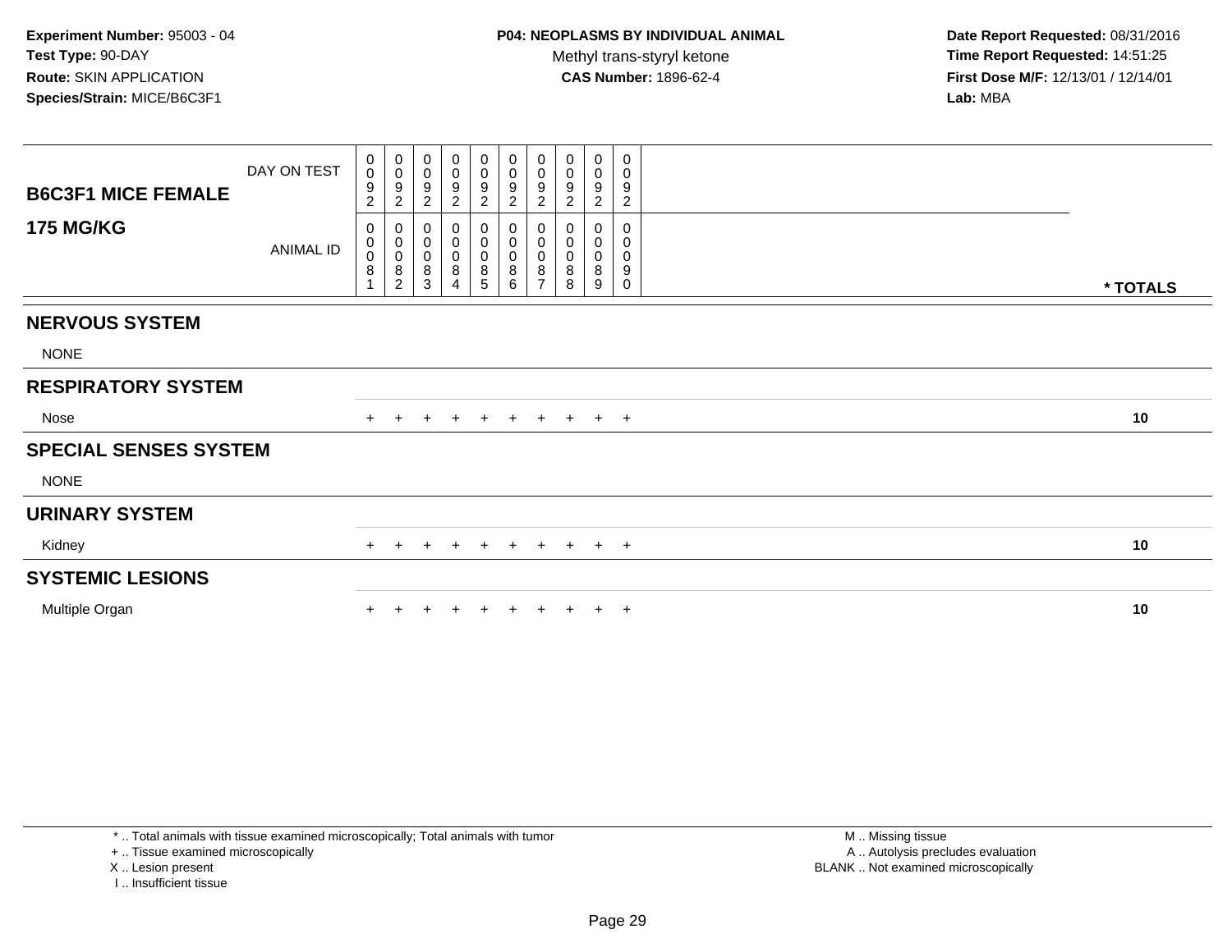**Experiment Number:** 95003 - 04
**Test Type:** 90-DAY
**Route:** SKIN APPLICATION
**Species/Strain:** MICE/B6C3F1

**P04: NEOPLASMS BY INDIVIDUAL ANIMAL**
Methyl trans-styryl ketone
**CAS Number:** 1896-62-4

**Date Report Requested:** 08/31/2016
**Time Report Requested:** 14:51:25
**First Dose M/F:** 12/13/01 / 12/14/01
**Lab:** MBA

| B6C3F1 MICE FEMALE 175 MG/KG | | | | | | | | | | | |
|---|---|---|---|---|---|---|---|---|---|---|---|
| DAY ON TEST | 0092 | 0092 | 0092 | 0092 | 0092 | 0092 | 0092 | 0092 | 0092 | 0092 | |
| ANIMAL ID | 00081 | 00082 | 00083 | 00084 | 00085 | 00086 | 00087 | 00088 | 00089 | 00090 | * TOTALS |
| **NERVOUS SYSTEM** | | | | | | | | | | | |
| NONE | | | | | | | | | | | |
| **RESPIRATORY SYSTEM** | | | | | | | | | | | |
| Nose | + | + | + | + | + | + | + | + | + | + | 10 |
| **SPECIAL SENSES SYSTEM** | | | | | | | | | | | |
| NONE | | | | | | | | | | | |
| **URINARY SYSTEM** | | | | | | | | | | | |
| Kidney | + | + | + | + | + | + | + | + | + | + | 10 |
| **SYSTEMIC LESIONS** | | | | | | | | | | | |
| Multiple Organ | + | + | + | + | + | + | + | + | + | + | 10 |

* .. Total animals with tissue examined microscopically; Total animals with tumor
+ .. Tissue examined microscopically
X .. Lesion present
I .. Insufficient tissue

M .. Missing tissue
A .. Autolysis precludes evaluation
BLANK .. Not examined microscopically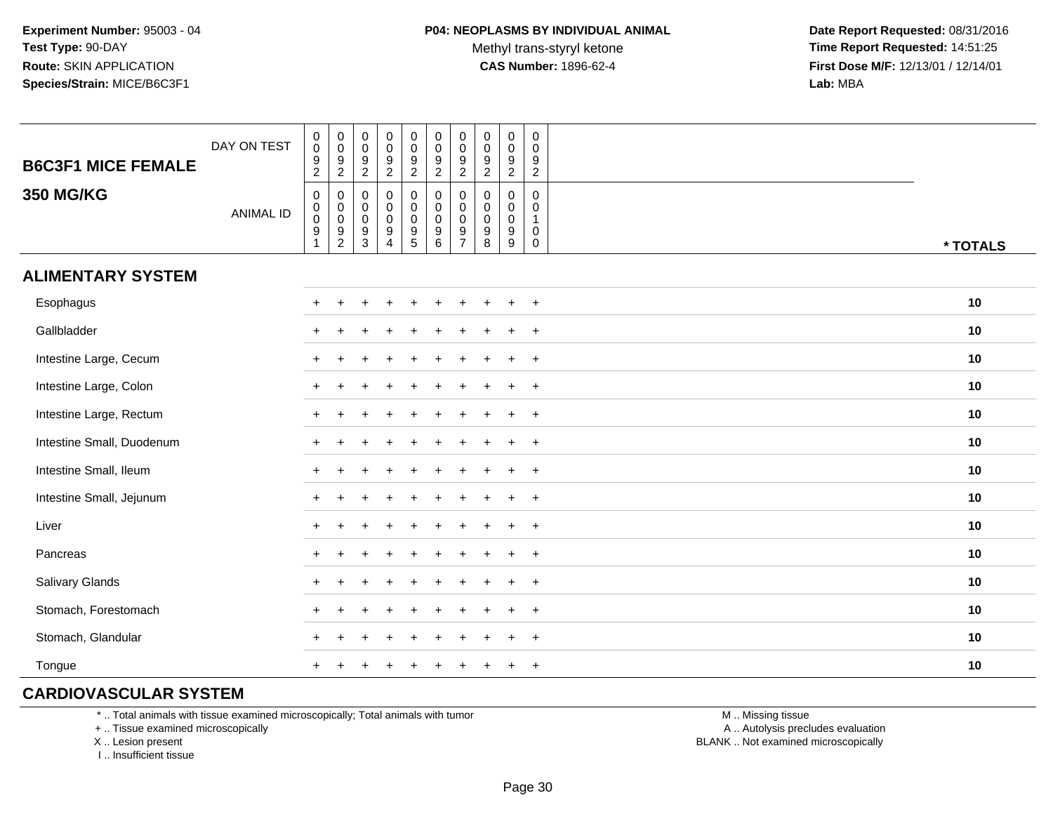Experiment Number: 95003 - 04
Test Type: 90-DAY
Route: SKIN APPLICATION
Species/Strain: MICE/B6C3F1

**P04: NEOPLASMS BY INDIVIDUAL ANIMAL**
Methyl trans-styryl ketone
**CAS Number:** 1896-62-4

Date Report Requested: 08/31/2016
Time Report Requested: 14:51:25
First Dose M/F: 12/13/01 / 12/14/01
Lab: MBA

| B6C3F1 MICE FEMALE 350 MG/KG | | | | | | | | | | | |
|---|---|---|---|---|---|---|---|---|---|---|---|
| DAY ON TEST | 0092 | 0092 | 0092 | 0092 | 0092 | 0092 | 0092 | 0092 | 0092 | 0092 | |
| ANIMAL ID | 00091 | 00092 | 00093 | 00094 | 00095 | 00096 | 00097 | 00098 | 00099 | 00100 | * TOTALS |
| **ALIMENTARY SYSTEM** | | | | | | | | | | | |
| Esophagus | + | + | + | + | + | + | + | + | + | + | 10 |
| Gallbladder | + | + | + | + | + | + | + | + | + | + | 10 |
| Intestine Large, Cecum | + | + | + | + | + | + | + | + | + | + | 10 |
| Intestine Large, Colon | + | + | + | + | + | + | + | + | + | + | 10 |
| Intestine Large, Rectum | + | + | + | + | + | + | + | + | + | + | 10 |
| Intestine Small, Duodenum | + | + | + | + | + | + | + | + | + | + | 10 |
| Intestine Small, Ileum | + | + | + | + | + | + | + | + | + | + | 10 |
| Intestine Small, Jejunum | + | + | + | + | + | + | + | + | + | + | 10 |
| Liver | + | + | + | + | + | + | + | + | + | + | 10 |
| Pancreas | + | + | + | + | + | + | + | + | + | + | 10 |
| Salivary Glands | + | + | + | + | + | + | + | + | + | + | 10 |
| Stomach, Forestomach | + | + | + | + | + | + | + | + | + | + | 10 |
| Stomach, Glandular | + | + | + | + | + | + | + | + | + | + | 10 |
| Tongue | + | + | + | + | + | + | + | + | + | + | 10 |
| **CARDIOVASCULAR SYSTEM** | | | | | | | | | | | |

* .. Total animals with tissue examined microscopically; Total animals with tumor
+ .. Tissue examined microscopically
X .. Lesion present
I .. Insufficient tissue

M .. Missing tissue
A .. Autolysis precludes evaluation
BLANK .. Not examined microscopically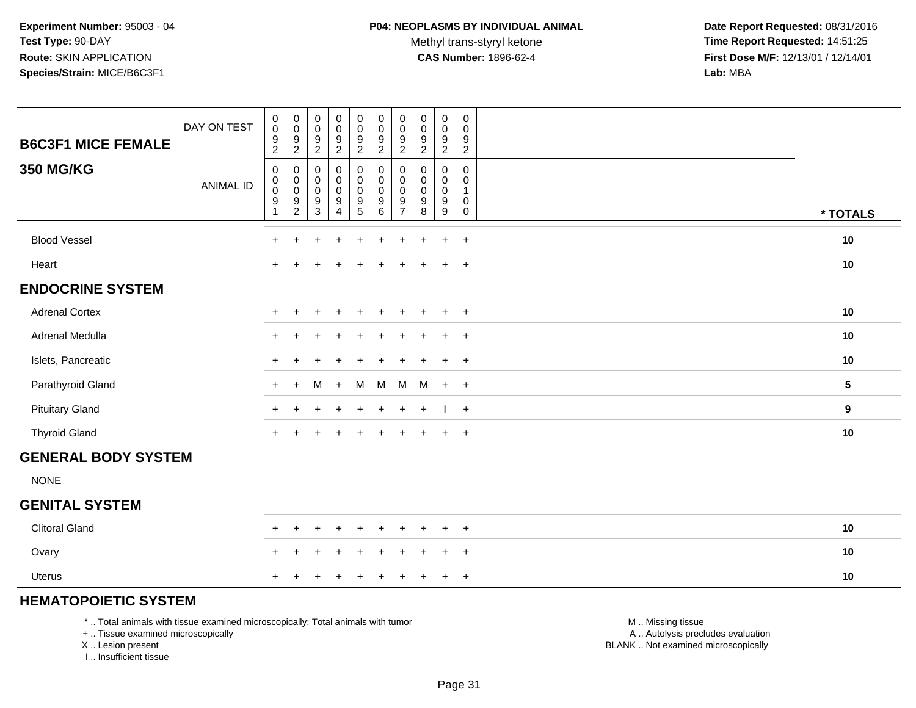**Experiment Number:** 95003 - 04
**Test Type:** 90-DAY
**Route:** SKIN APPLICATION
**Species/Strain:** MICE/B6C3F1

**P04: NEOPLASMS BY INDIVIDUAL ANIMAL**
Methyl trans-styryl ketone
**CAS Number:** 1896-62-4

**Date Report Requested:** 08/31/2016
**Time Report Requested:** 14:51:25
**First Dose M/F:** 12/13/01 / 12/14/01
**Lab:** MBA

## B6C3F1 MICE FEMALE 350 MG/KG

| DAY ON TEST | 0092 | 0092 | 0092 | 0092 | 0092 | 0092 | 0092 | 0092 | 0092 | 0092 | |
|---|---|---|---|---|---|---|---|---|---|---|---|
| ANIMAL ID | 00091 | 00092 | 00093 | 00094 | 00095 | 00096 | 00097 | 00098 | 00099 | 00100 | * TOTALS |
| Blood Vessel | + | + | + | + | + | + | + | + | + | + | 10 |
| Heart | + | + | + | + | + | + | + | + | + | + | 10 |
| **ENDOCRINE SYSTEM** | | | | | | | | | | | |
| Adrenal Cortex | + | + | + | + | + | + | + | + | + | + | 10 |
| Adrenal Medulla | + | + | + | + | + | + | + | + | + | + | 10 |
| Islets, Pancreatic | + | + | + | + | + | + | + | + | + | + | 10 |
| Parathyroid Gland | + | + | M | + | M | M | M | M | + | + | 5 |
| Pituitary Gland | + | + | + | + | + | + | + | + | I | + | 9 |
| Thyroid Gland | + | + | + | + | + | + | + | + | + | + | 10 |
| **GENERAL BODY SYSTEM** | | | | | | | | | | | |
| NONE | | | | | | | | | | | |
| **GENITAL SYSTEM** | | | | | | | | | | | |
| Clitoral Gland | + | + | + | + | + | + | + | + | + | + | 10 |
| Ovary | + | + | + | + | + | + | + | + | + | + | 10 |
| Uterus | + | + | + | + | + | + | + | + | + | + | 10 |
| **HEMATOPOIETIC SYSTEM** | | | | | | | | | | | |

\* .. Total animals with tissue examined microscopically; Total animals with tumor
\+ .. Tissue examined microscopically
X .. Lesion present
I .. Insufficient tissue

M .. Missing tissue
A .. Autolysis precludes evaluation
BLANK .. Not examined microscopically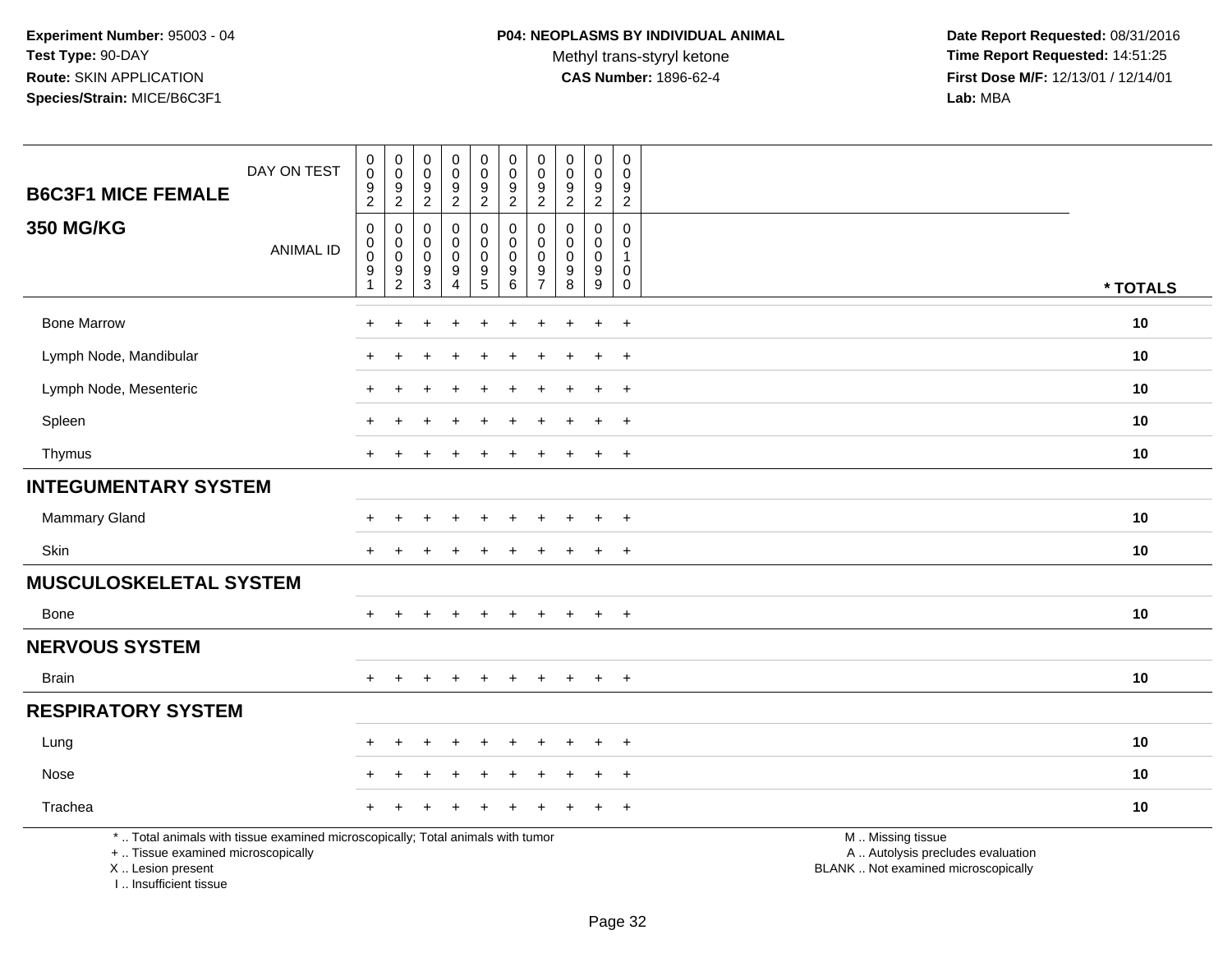**Experiment Number:** 95003 - 04
**Test Type:** 90-DAY
**Route:** SKIN APPLICATION
**Species/Strain:** MICE/B6C3F1

**P04: NEOPLASMS BY INDIVIDUAL ANIMAL**
Methyl trans-styryl ketone
**CAS Number:** 1896-62-4

**Date Report Requested:** 08/31/2016
**Time Report Requested:** 14:51:25
**First Dose M/F:** 12/13/01 / 12/14/01
**Lab:** MBA

| B6C3F1 MICE FEMALE 350 MG/KG | | | | | | | | | | | |
|---|---|---|---|---|---|---|---|---|---|---|---|
| DAY ON TEST | 0092 | 0092 | 0092 | 0092 | 0092 | 0092 | 0092 | 0092 | 0092 | 0092 | |
| ANIMAL ID | 00091 | 00092 | 00093 | 00094 | 00095 | 00096 | 00097 | 00098 | 00099 | 00100 | * TOTALS |
| Bone Marrow | + | + | + | + | + | + | + | + | + | + | 10 |
| Lymph Node, Mandibular | + | + | + | + | + | + | + | + | + | + | 10 |
| Lymph Node, Mesenteric | + | + | + | + | + | + | + | + | + | + | 10 |
| Spleen | + | + | + | + | + | + | + | + | + | + | 10 |
| Thymus | + | + | + | + | + | + | + | + | + | + | 10 |
| **INTEGUMENTARY SYSTEM** | | | | | | | | | | | |
| Mammary Gland | + | + | + | + | + | + | + | + | + | + | 10 |
| Skin | + | + | + | + | + | + | + | + | + | + | 10 |
| **MUSCULOSKELETAL SYSTEM** | | | | | | | | | | | |
| Bone | + | + | + | + | + | + | + | + | + | + | 10 |
| **NERVOUS SYSTEM** | | | | | | | | | | | |
| Brain | + | + | + | + | + | + | + | + | + | + | 10 |
| **RESPIRATORY SYSTEM** | | | | | | | | | | | |
| Lung | + | + | + | + | + | + | + | + | + | + | 10 |
| Nose | + | + | + | + | + | + | + | + | + | + | 10 |
| Trachea | + | + | + | + | + | + | + | + | + | + | 10 |

\* .. Total animals with tissue examined microscopically; Total animals with tumor
\+ .. Tissue examined microscopically
X .. Lesion present
I .. Insufficient tissue

M .. Missing tissue
A .. Autolysis precludes evaluation
BLANK .. Not examined microscopically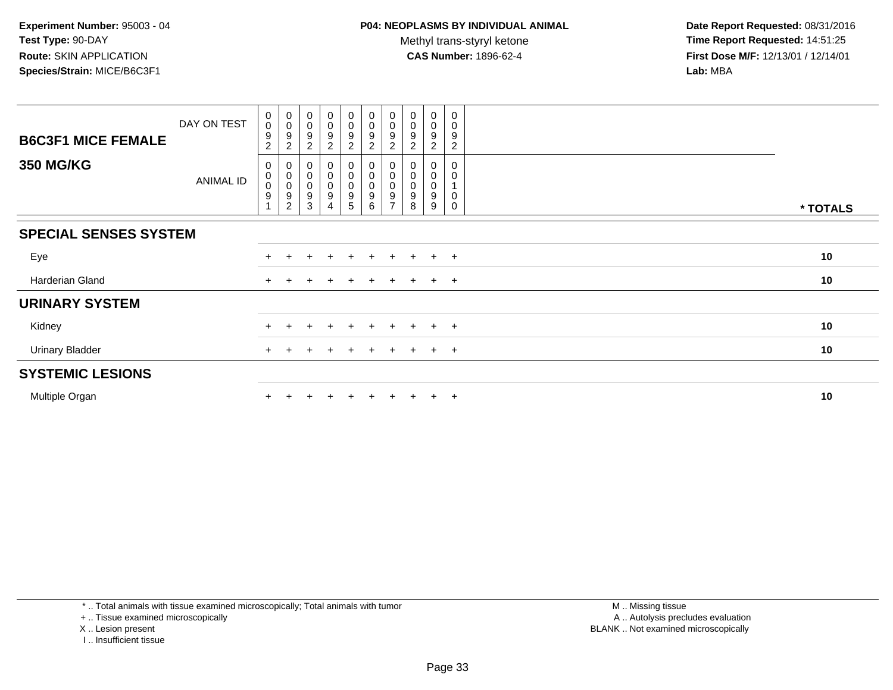**Experiment Number:** 95003 - 04
**Test Type:** 90-DAY
**Route:** SKIN APPLICATION
**Species/Strain:** MICE/B6C3F1

**P04: NEOPLASMS BY INDIVIDUAL ANIMAL**
Methyl trans-styryl ketone
**CAS Number:** 1896-62-4

**Date Report Requested:** 08/31/2016
**Time Report Requested:** 14:51:25
**First Dose M/F:** 12/13/01 / 12/14/01
**Lab:** MBA

| B6C3F1 MICE FEMALE — 350 MG/KG | | | | | | | | | | | |
|---|---|---|---|---|---|---|---|---|---|---|---|
| DAY ON TEST | 0092 | 0092 | 0092 | 0092 | 0092 | 0092 | 0092 | 0092 | 0092 | 0092 | |
| ANIMAL ID | 00091 | 00092 | 00093 | 00094 | 00095 | 00096 | 00097 | 00098 | 00099 | 00100 | * TOTALS |
| **SPECIAL SENSES SYSTEM** | | | | | | | | | | | |
| Eye | + | + | + | + | + | + | + | + | + | + | 10 |
| Harderian Gland | + | + | + | + | + | + | + | + | + | + | 10 |
| **URINARY SYSTEM** | | | | | | | | | | | |
| Kidney | + | + | + | + | + | + | + | + | + | + | 10 |
| Urinary Bladder | + | + | + | + | + | + | + | + | + | + | 10 |
| **SYSTEMIC LESIONS** | | | | | | | | | | | |
| Multiple Organ | + | + | + | + | + | + | + | + | + | + | 10 |

* .. Total animals with tissue examined microscopically; Total animals with tumor
+ .. Tissue examined microscopically
X .. Lesion present
I .. Insufficient tissue

M .. Missing tissue
A .. Autolysis precludes evaluation
BLANK .. Not examined microscopically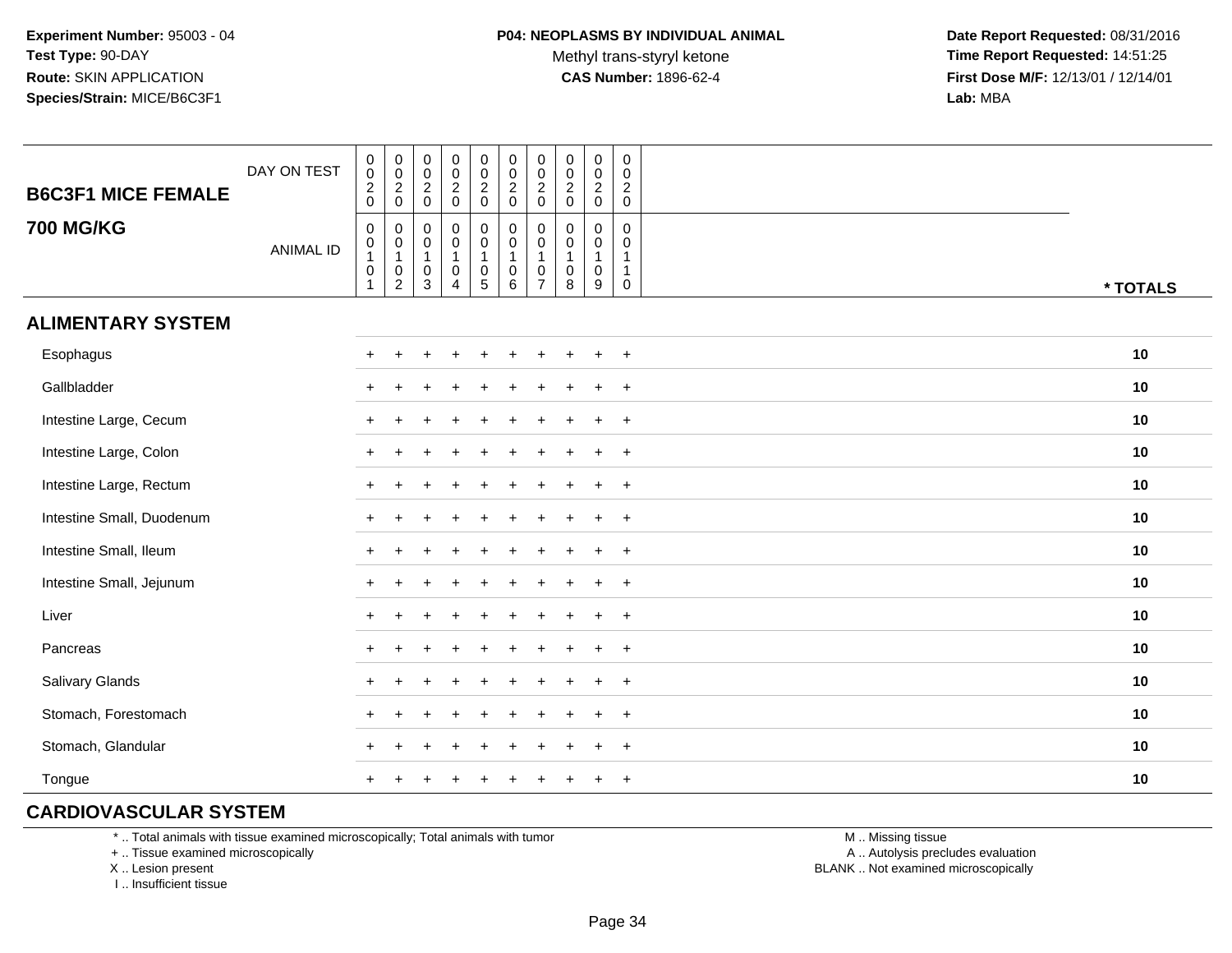**Experiment Number:** 95003 - 04
**Test Type:** 90-DAY
**Route:** SKIN APPLICATION
**Species/Strain:** MICE/B6C3F1

**P04: NEOPLASMS BY INDIVIDUAL ANIMAL**
Methyl trans-styryl ketone
**CAS Number:** 1896-62-4

**Date Report Requested:** 08/31/2016
**Time Report Requested:** 14:51:25
**First Dose M/F:** 12/13/01 / 12/14/01
**Lab:** MBA

| B6C3F1 MICE FEMALE 700 MG/KG | | | | | | | | | | | |
|---|---|---|---|---|---|---|---|---|---|---|---|
| DAY ON TEST | 0020 | 0020 | 0020 | 0020 | 0020 | 0020 | 0020 | 0020 | 0020 | 0020 | |
| ANIMAL ID | 00101 | 00102 | 00103 | 00104 | 00105 | 00106 | 00107 | 00108 | 00109 | 00110 | * TOTALS |
| **ALIMENTARY SYSTEM** | | | | | | | | | | | |
| Esophagus | + | + | + | + | + | + | + | + | + | + | 10 |
| Gallbladder | + | + | + | + | + | + | + | + | + | + | 10 |
| Intestine Large, Cecum | + | + | + | + | + | + | + | + | + | + | 10 |
| Intestine Large, Colon | + | + | + | + | + | + | + | + | + | + | 10 |
| Intestine Large, Rectum | + | + | + | + | + | + | + | + | + | + | 10 |
| Intestine Small, Duodenum | + | + | + | + | + | + | + | + | + | + | 10 |
| Intestine Small, Ileum | + | + | + | + | + | + | + | + | + | + | 10 |
| Intestine Small, Jejunum | + | + | + | + | + | + | + | + | + | + | 10 |
| Liver | + | + | + | + | + | + | + | + | + | + | 10 |
| Pancreas | + | + | + | + | + | + | + | + | + | + | 10 |
| Salivary Glands | + | + | + | + | + | + | + | + | + | + | 10 |
| Stomach, Forestomach | + | + | + | + | + | + | + | + | + | + | 10 |
| Stomach, Glandular | + | + | + | + | + | + | + | + | + | + | 10 |
| Tongue | + | + | + | + | + | + | + | + | + | + | 10 |
| **CARDIOVASCULAR SYSTEM** | | | | | | | | | | | |

* .. Total animals with tissue examined microscopically; Total animals with tumor
+ .. Tissue examined microscopically
X .. Lesion present
I .. Insufficient tissue

M .. Missing tissue
A .. Autolysis precludes evaluation
BLANK .. Not examined microscopically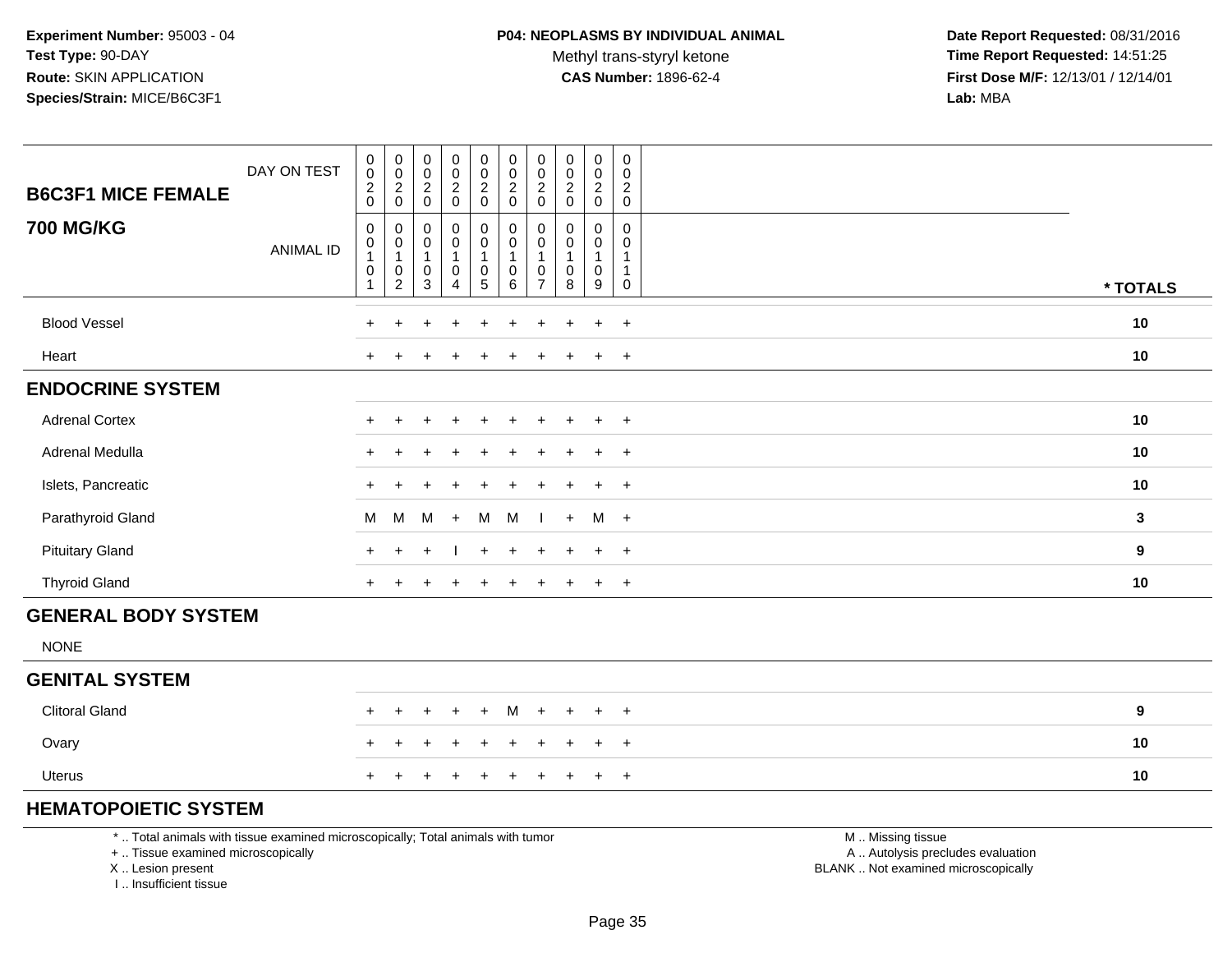**Experiment Number:** 95003 - 04
**Test Type:** 90-DAY
**Route:** SKIN APPLICATION
**Species/Strain:** MICE/B6C3F1

**P04: NEOPLASMS BY INDIVIDUAL ANIMAL**
Methyl trans-styryl ketone
**CAS Number:** 1896-62-4

**Date Report Requested:** 08/31/2016
**Time Report Requested:** 14:51:25
**First Dose M/F:** 12/13/01 / 12/14/01
**Lab:** MBA

| B6C3F1 MICE FEMALE 700 MG/KG | | | | | | | | | | | |
|---|---|---|---|---|---|---|---|---|---|---|---|
| DAY ON TEST | 0020 | 0020 | 0020 | 0020 | 0020 | 0020 | 0020 | 0020 | 0020 | 0020 | |
| ANIMAL ID | 00101 | 00102 | 00103 | 00104 | 00105 | 00106 | 00107 | 00108 | 00109 | 00110 | * TOTALS |
| Blood Vessel | + | + | + | + | + | + | + | + | + | + | 10 |
| Heart | + | + | + | + | + | + | + | + | + | + | 10 |
| **ENDOCRINE SYSTEM** | | | | | | | | | | | |
| Adrenal Cortex | + | + | + | + | + | + | + | + | + | + | 10 |
| Adrenal Medulla | + | + | + | + | + | + | + | + | + | + | 10 |
| Islets, Pancreatic | + | + | + | + | + | + | + | + | + | + | 10 |
| Parathyroid Gland | M | M | M | + | M | M | I | + | M | + | 3 |
| Pituitary Gland | + | + | + | I | + | + | + | + | + | + | 9 |
| Thyroid Gland | + | + | + | + | + | + | + | + | + | + | 10 |
| **GENERAL BODY SYSTEM** | | | | | | | | | | | |
| NONE | | | | | | | | | | | |
| **GENITAL SYSTEM** | | | | | | | | | | | |
| Clitoral Gland | + | + | + | + | + | M | + | + | + | + | 9 |
| Ovary | + | + | + | + | + | + | + | + | + | + | 10 |
| Uterus | + | + | + | + | + | + | + | + | + | + | 10 |
| **HEMATOPOIETIC SYSTEM** | | | | | | | | | | | |

\* .. Total animals with tissue examined microscopically; Total animals with tumor
\+ .. Tissue examined microscopically
X .. Lesion present
I .. Insufficient tissue

M .. Missing tissue
A .. Autolysis precludes evaluation
BLANK .. Not examined microscopically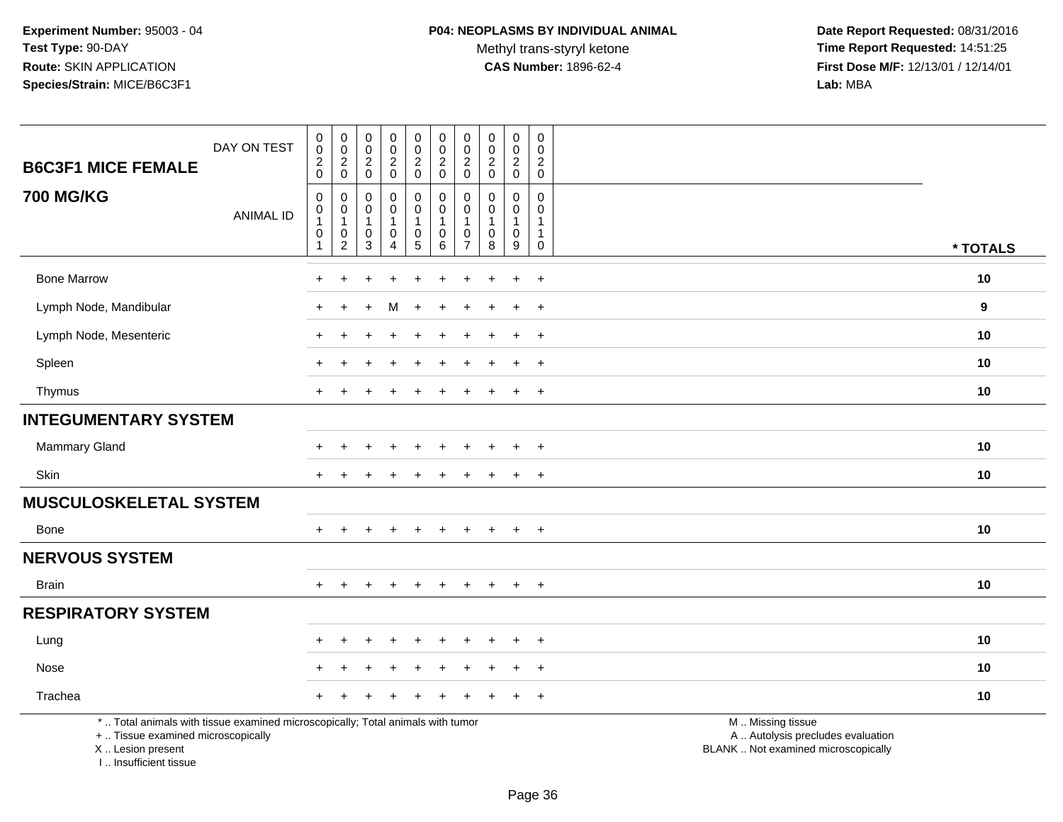**Experiment Number:** 95003 - 04
**Test Type:** 90-DAY
**Route:** SKIN APPLICATION
**Species/Strain:** MICE/B6C3F1

**P04: NEOPLASMS BY INDIVIDUAL ANIMAL**
Methyl trans-styryl ketone
**CAS Number:** 1896-62-4

**Date Report Requested:** 08/31/2016
**Time Report Requested:** 14:51:25
**First Dose M/F:** 12/13/01 / 12/14/01
**Lab:** MBA

## B6C3F1 MICE FEMALE
## 700 MG/KG

| DAY ON TEST | 0020 | 0020 | 0020 | 0020 | 0020 | 0020 | 0020 | 0020 | 0020 | 0020 | |
|---|---|---|---|---|---|---|---|---|---|---|---|
| ANIMAL ID | 00101 | 00102 | 00103 | 00104 | 00105 | 00106 | 00107 | 00108 | 00109 | 00110 | * TOTALS |
| Bone Marrow | + | + | + | + | + | + | + | + | + | + | 10 |
| Lymph Node, Mandibular | + | + | + | M | + | + | + | + | + | + | 9 |
| Lymph Node, Mesenteric | + | + | + | + | + | + | + | + | + | + | 10 |
| Spleen | + | + | + | + | + | + | + | + | + | + | 10 |
| Thymus | + | + | + | + | + | + | + | + | + | + | 10 |
| **INTEGUMENTARY SYSTEM** | | | | | | | | | | | |
| Mammary Gland | + | + | + | + | + | + | + | + | + | + | 10 |
| Skin | + | + | + | + | + | + | + | + | + | + | 10 |
| **MUSCULOSKELETAL SYSTEM** | | | | | | | | | | | |
| Bone | + | + | + | + | + | + | + | + | + | + | 10 |
| **NERVOUS SYSTEM** | | | | | | | | | | | |
| Brain | + | + | + | + | + | + | + | + | + | + | 10 |
| **RESPIRATORY SYSTEM** | | | | | | | | | | | |
| Lung | + | + | + | + | + | + | + | + | + | + | 10 |
| Nose | + | + | + | + | + | + | + | + | + | + | 10 |
| Trachea | + | + | + | + | + | + | + | + | + | + | 10 |

* .. Total animals with tissue examined microscopically; Total animals with tumor
+ .. Tissue examined microscopically
X .. Lesion present
I .. Insufficient tissue

M .. Missing tissue
A .. Autolysis precludes evaluation
BLANK .. Not examined microscopically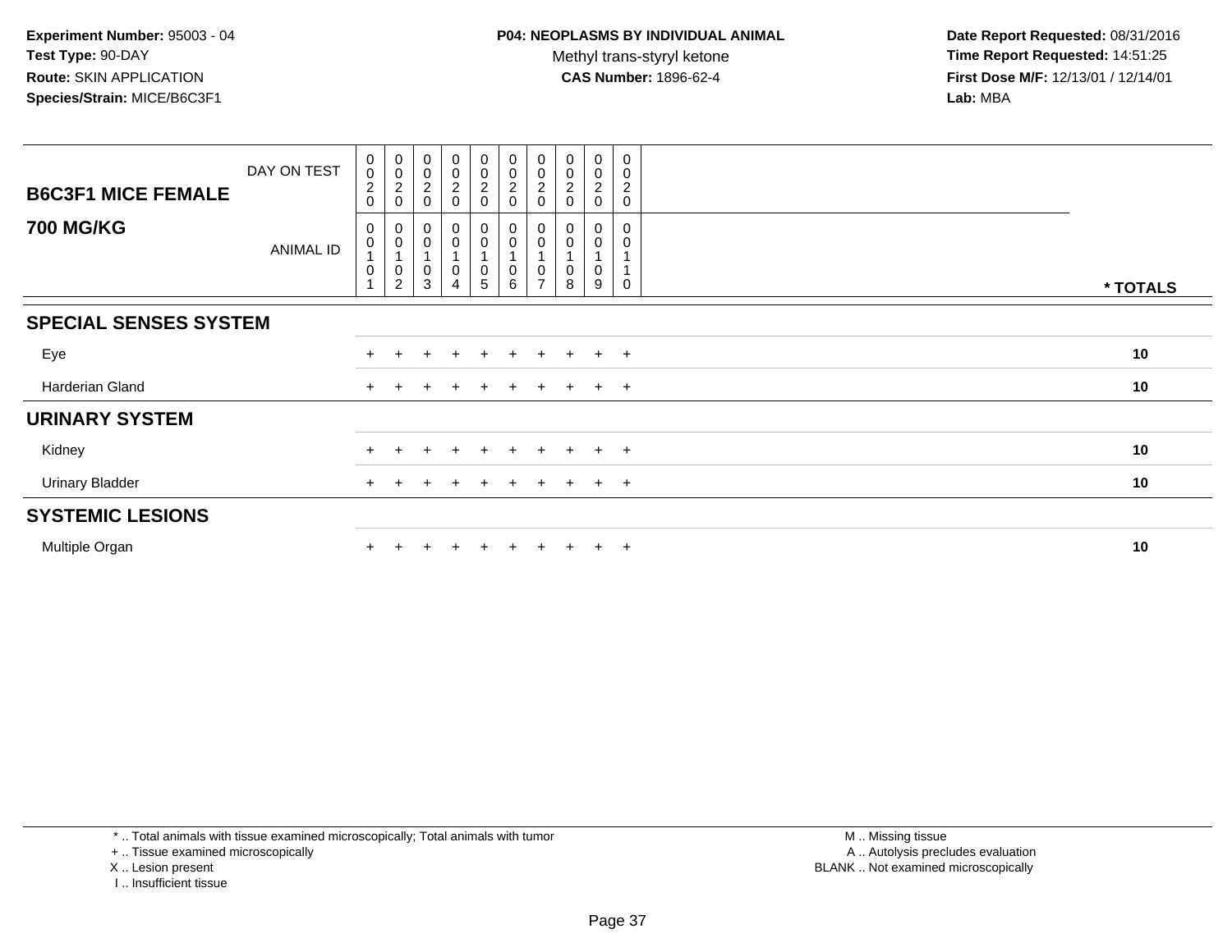**Experiment Number:** 95003 - 04
**Test Type:** 90-DAY
**Route:** SKIN APPLICATION
**Species/Strain:** MICE/B6C3F1

**P04: NEOPLASMS BY INDIVIDUAL ANIMAL**
Methyl trans-styryl ketone
**CAS Number:** 1896-62-4

**Date Report Requested:** 08/31/2016
**Time Report Requested:** 14:51:25
**First Dose M/F:** 12/13/01 / 12/14/01
**Lab:** MBA

| B6C3F1 MICE FEMALE 700 MG/KG | | | | | | | | | | | |
|---|---|---|---|---|---|---|---|---|---|---|---|
| DAY ON TEST | 0020 | 0020 | 0020 | 0020 | 0020 | 0020 | 0020 | 0020 | 0020 | 0020 | |
| ANIMAL ID | 00101 | 00102 | 00103 | 00104 | 00105 | 00106 | 00107 | 00108 | 00109 | 00110 | * TOTALS |
| **SPECIAL SENSES SYSTEM** | | | | | | | | | | | |
| Eye | + | + | + | + | + | + | + | + | + | + | 10 |
| Harderian Gland | + | + | + | + | + | + | + | + | + | + | 10 |
| **URINARY SYSTEM** | | | | | | | | | | | |
| Kidney | + | + | + | + | + | + | + | + | + | + | 10 |
| Urinary Bladder | + | + | + | + | + | + | + | + | + | + | 10 |
| **SYSTEMIC LESIONS** | | | | | | | | | | | |
| Multiple Organ | + | + | + | + | + | + | + | + | + | + | 10 |

* .. Total animals with tissue examined microscopically; Total animals with tumor
+ .. Tissue examined microscopically
X .. Lesion present
I .. Insufficient tissue

M .. Missing tissue
A .. Autolysis precludes evaluation
BLANK .. Not examined microscopically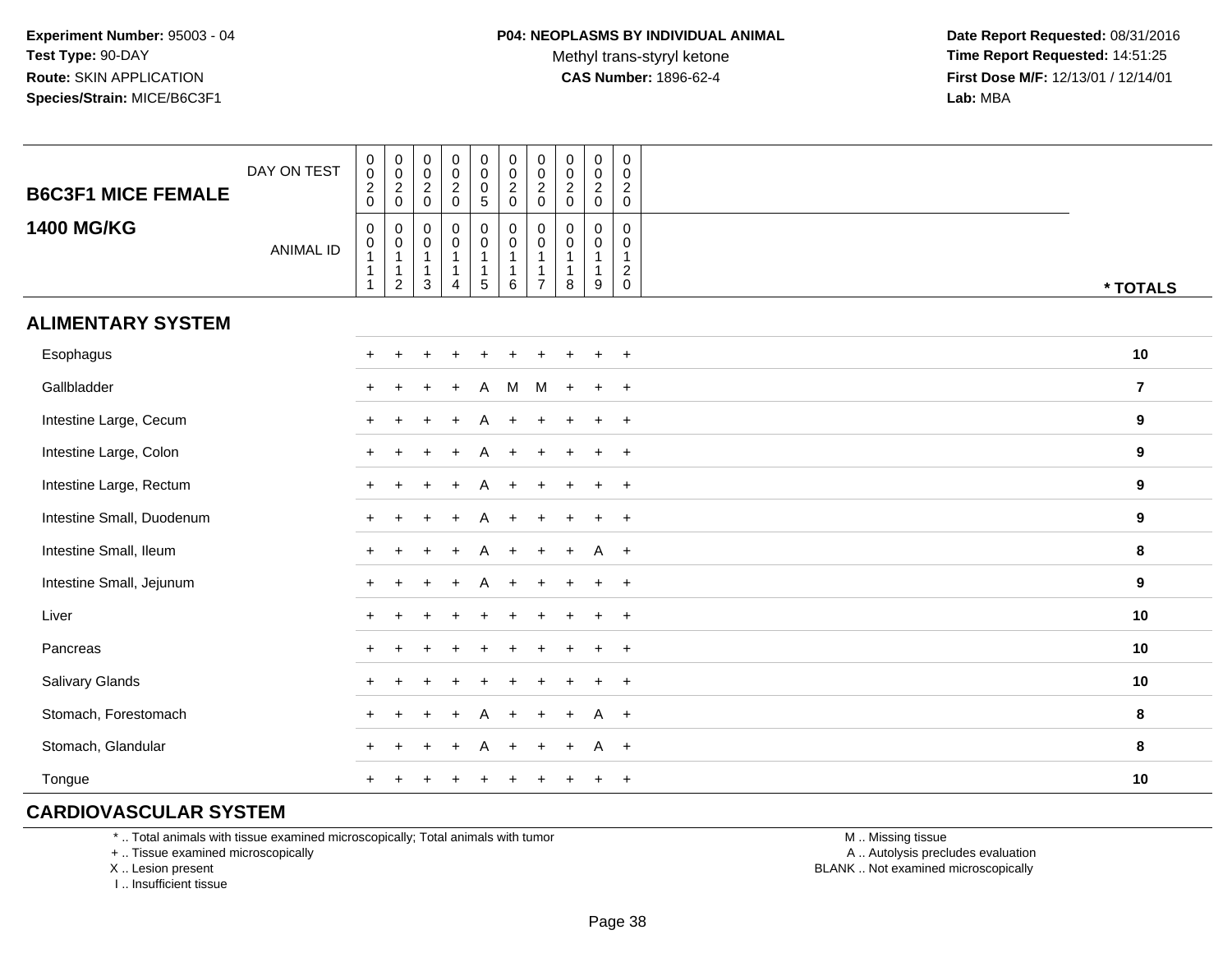**Experiment Number:** 95003 - 04
**Test Type:** 90-DAY
**Route:** SKIN APPLICATION
**Species/Strain:** MICE/B6C3F1

**P04: NEOPLASMS BY INDIVIDUAL ANIMAL**
Methyl trans-styryl ketone
**CAS Number:** 1896-62-4

**Date Report Requested:** 08/31/2016
**Time Report Requested:** 14:51:25
**First Dose M/F:** 12/13/01 / 12/14/01
**Lab:** MBA

| B6C3F1 MICE FEMALE 1400 MG/KG | | | | | | | | | | | |
|---|---|---|---|---|---|---|---|---|---|---|---|
| DAY ON TEST | 0020 | 0020 | 0020 | 0020 | 0005 | 0020 | 0020 | 0020 | 0020 | 0020 | |
| ANIMAL ID | 00111 | 00112 | 00113 | 00114 | 00115 | 00116 | 00117 | 00118 | 00119 | 00120 | * TOTALS |
| **ALIMENTARY SYSTEM** | | | | | | | | | | | |
| Esophagus | + | + | + | + | + | + | + | + | + | + | 10 |
| Gallbladder | + | + | + | + | A | M | M | + | + | + | 7 |
| Intestine Large, Cecum | + | + | + | + | A | + | + | + | + | + | 9 |
| Intestine Large, Colon | + | + | + | + | A | + | + | + | + | + | 9 |
| Intestine Large, Rectum | + | + | + | + | A | + | + | + | + | + | 9 |
| Intestine Small, Duodenum | + | + | + | + | A | + | + | + | + | + | 9 |
| Intestine Small, Ileum | + | + | + | + | A | + | + | + | A | + | 8 |
| Intestine Small, Jejunum | + | + | + | + | A | + | + | + | + | + | 9 |
| Liver | + | + | + | + | + | + | + | + | + | + | 10 |
| Pancreas | + | + | + | + | + | + | + | + | + | + | 10 |
| Salivary Glands | + | + | + | + | + | + | + | + | + | + | 10 |
| Stomach, Forestomach | + | + | + | + | A | + | + | + | A | + | 8 |
| Stomach, Glandular | + | + | + | + | A | + | + | + | A | + | 8 |
| Tongue | + | + | + | + | + | + | + | + | + | + | 10 |
| **CARDIOVASCULAR SYSTEM** | | | | | | | | | | | |

\* .. Total animals with tissue examined microscopically; Total animals with tumor
\+ .. Tissue examined microscopically
X .. Lesion present
I .. Insufficient tissue

M .. Missing tissue
A .. Autolysis precludes evaluation
BLANK .. Not examined microscopically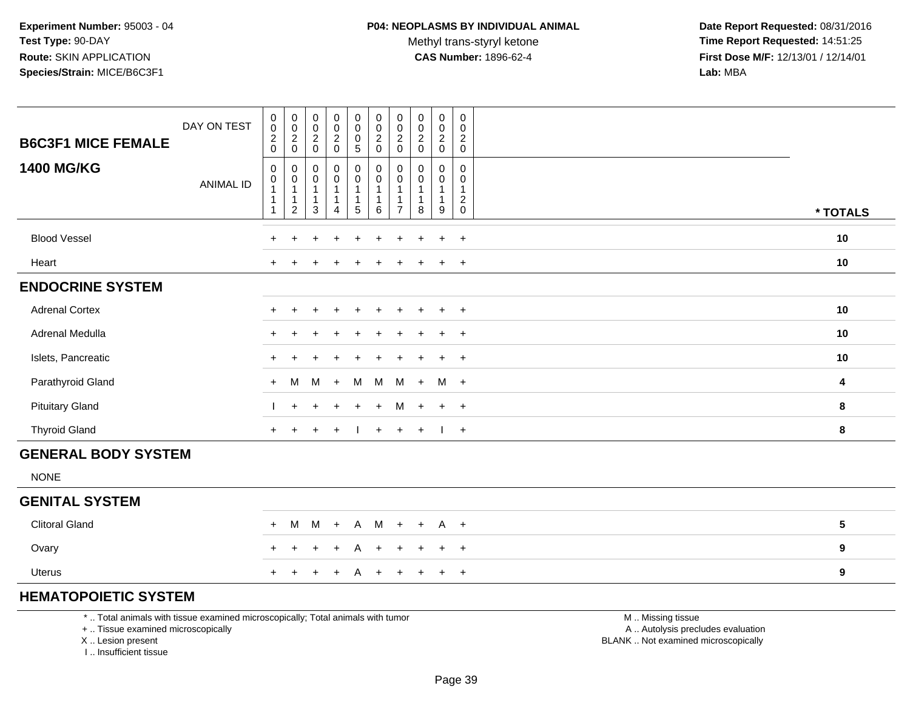**Experiment Number:** 95003 - 04
**Test Type:** 90-DAY
**Route:** SKIN APPLICATION
**Species/Strain:** MICE/B6C3F1

**P04: NEOPLASMS BY INDIVIDUAL ANIMAL**
Methyl trans-styryl ketone
**CAS Number:** 1896-62-4

**Date Report Requested:** 08/31/2016
**Time Report Requested:** 14:51:25
**First Dose M/F:** 12/13/01 / 12/14/01
**Lab:** MBA

## B6C3F1 MICE FEMALE
## 1400 MG/KG

| DAY ON TEST | 0020 | 0020 | 0020 | 0020 | 0005 | 0020 | 0020 | 0020 | 0020 | 0020 | |
|---|---|---|---|---|---|---|---|---|---|---|---|
| **ANIMAL ID** | 00111 | 00112 | 00113 | 00114 | 00115 | 00116 | 00117 | 00118 | 00119 | 00120 | *** TOTALS** |
| Blood Vessel | + | + | + | + | + | + | + | + | + | + | **10** |
| Heart | + | + | + | + | + | + | + | + | + | + | **10** |
| **ENDOCRINE SYSTEM** | | | | | | | | | | | |
| Adrenal Cortex | + | + | + | + | + | + | + | + | + | + | **10** |
| Adrenal Medulla | + | + | + | + | + | + | + | + | + | + | **10** |
| Islets, Pancreatic | + | + | + | + | + | + | + | + | + | + | **10** |
| Parathyroid Gland | + | M | M | + | M | M | M | + | M | + | **4** |
| Pituitary Gland | I | + | + | + | + | + | M | + | + | + | **8** |
| Thyroid Gland | + | + | + | + | I | + | + | + | I | + | **8** |
| **GENERAL BODY SYSTEM** | | | | | | | | | | | |
| NONE | | | | | | | | | | | |
| **GENITAL SYSTEM** | | | | | | | | | | | |
| Clitoral Gland | + | M | M | + | A | M | + | + | A | + | **5** |
| Ovary | + | + | + | + | A | + | + | + | + | + | **9** |
| Uterus | + | + | + | + | A | + | + | + | + | + | **9** |
| **HEMATOPOIETIC SYSTEM** | | | | | | | | | | | |

\* .. Total animals with tissue examined microscopically; Total animals with tumor
\+ .. Tissue examined microscopically
X .. Lesion present
I .. Insufficient tissue

M .. Missing tissue
A .. Autolysis precludes evaluation
BLANK .. Not examined microscopically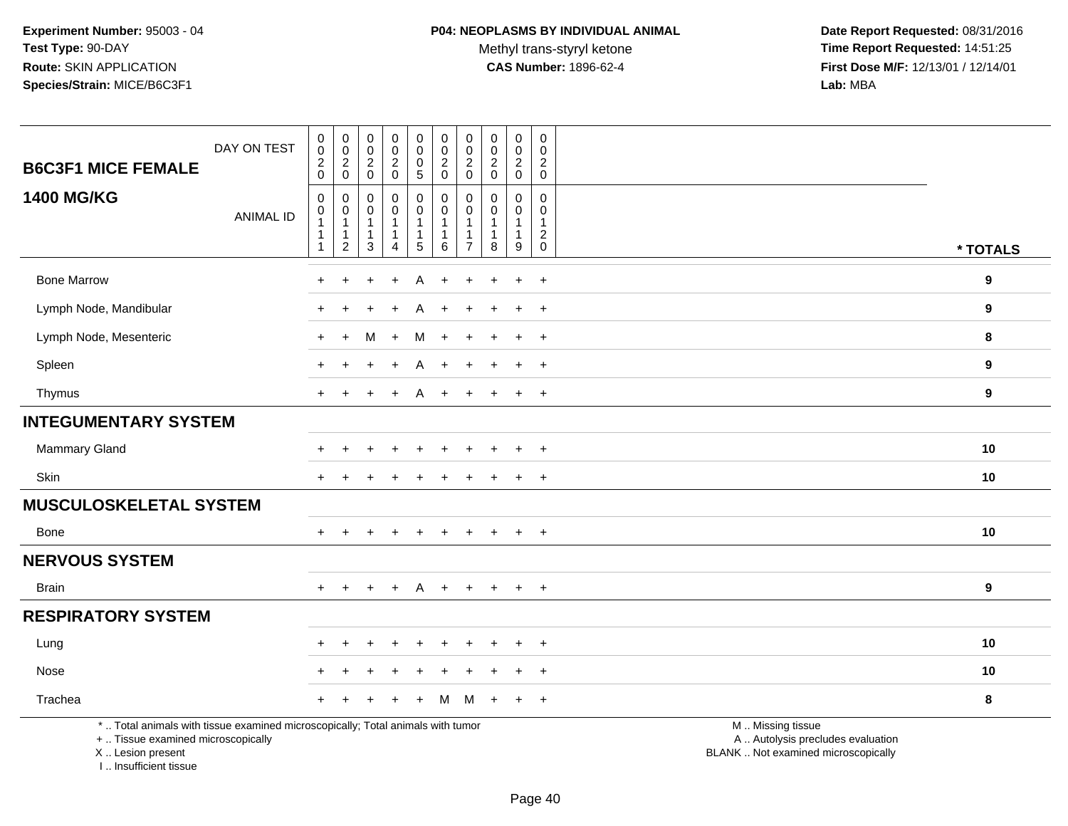**Experiment Number:** 95003 - 04
**Test Type:** 90-DAY
**Route:** SKIN APPLICATION
**Species/Strain:** MICE/B6C3F1

**P04: NEOPLASMS BY INDIVIDUAL ANIMAL**
Methyl trans-styryl ketone
**CAS Number:** 1896-62-4

**Date Report Requested:** 08/31/2016
**Time Report Requested:** 14:51:25
**First Dose M/F:** 12/13/01 / 12/14/01
**Lab:** MBA

## B6C3F1 MICE FEMALE
## 1400 MG/KG

| | | | | | | | | | | | |
|---|---|---|---|---|---|---|---|---|---|---|---|
| DAY ON TEST | 0020 | 0020 | 0020 | 0020 | 0005 | 0020 | 0020 | 0020 | 0020 | 0020 | |
| ANIMAL ID | 00111 | 00112 | 00113 | 00114 | 00115 | 00116 | 00117 | 00118 | 00119 | 00120 | * TOTALS |
| Bone Marrow | + | + | + | + | A | + | + | + | + | + | 9 |
| Lymph Node, Mandibular | + | + | + | + | A | + | + | + | + | + | 9 |
| Lymph Node, Mesenteric | + | + | M | + | M | + | + | + | + | + | 8 |
| Spleen | + | + | + | + | A | + | + | + | + | + | 9 |
| Thymus | + | + | + | + | A | + | + | + | + | + | 9 |
| **INTEGUMENTARY SYSTEM** | | | | | | | | | | | |
| Mammary Gland | + | + | + | + | + | + | + | + | + | + | 10 |
| Skin | + | + | + | + | + | + | + | + | + | + | 10 |
| **MUSCULOSKELETAL SYSTEM** | | | | | | | | | | | |
| Bone | + | + | + | + | + | + | + | + | + | + | 10 |
| **NERVOUS SYSTEM** | | | | | | | | | | | |
| Brain | + | + | + | + | A | + | + | + | + | + | 9 |
| **RESPIRATORY SYSTEM** | | | | | | | | | | | |
| Lung | + | + | + | + | + | + | + | + | + | + | 10 |
| Nose | + | + | + | + | + | + | + | + | + | + | 10 |
| Trachea | + | + | + | + | + | M | M | + | + | + | 8 |

* .. Total animals with tissue examined microscopically; Total animals with tumor
+ .. Tissue examined microscopically
X .. Lesion present
I .. Insufficient tissue

M .. Missing tissue
A .. Autolysis precludes evaluation
BLANK .. Not examined microscopically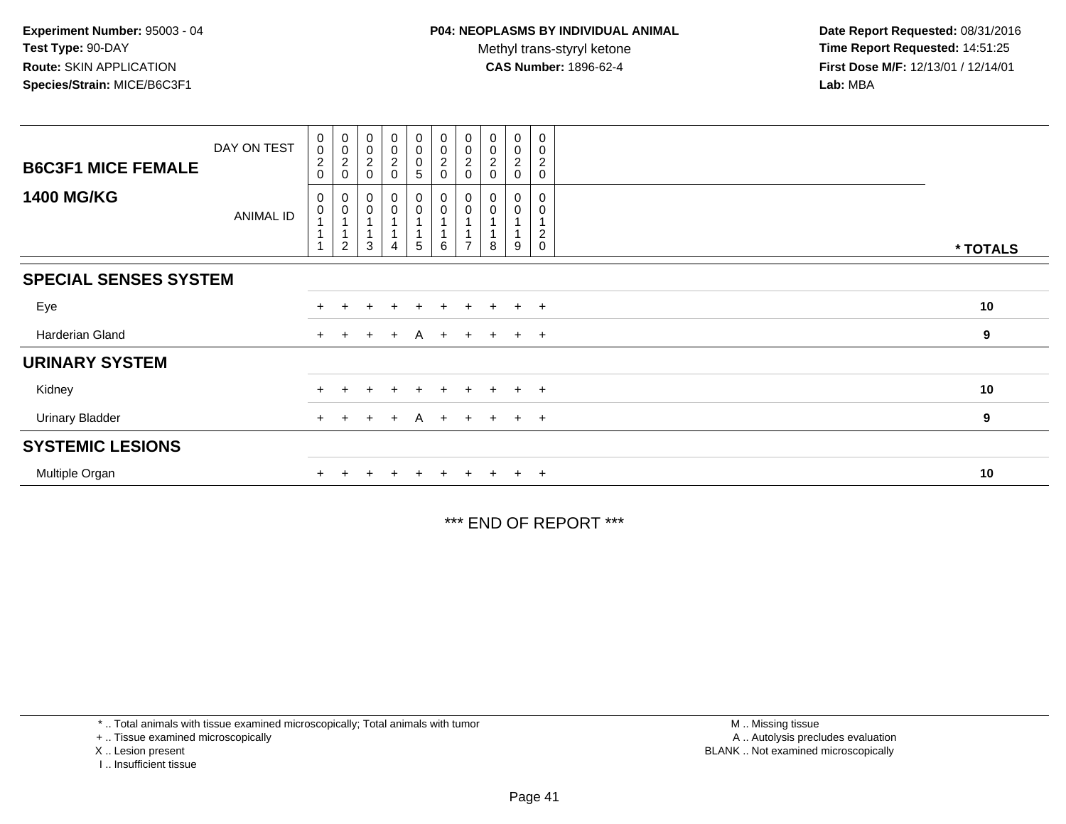**Experiment Number:** 95003 - 04
**Test Type:** 90-DAY
**Route:** SKIN APPLICATION
**Species/Strain:** MICE/B6C3F1

**P04: NEOPLASMS BY INDIVIDUAL ANIMAL**
Methyl trans-styryl ketone
**CAS Number:** 1896-62-4

**Date Report Requested:** 08/31/2016
**Time Report Requested:** 14:51:25
**First Dose M/F:** 12/13/01 / 12/14/01
**Lab:** MBA

| B6C3F1 MICE FEMALE 1400 MG/KG | | | | | | | | | | | |
|---|---|---|---|---|---|---|---|---|---|---|---|
| DAY ON TEST | 0020 | 0020 | 0020 | 0020 | 0005 | 0020 | 0020 | 0020 | 0020 | 0020 | |
| ANIMAL ID | 00111 | 00112 | 00113 | 00114 | 00115 | 00116 | 00117 | 00118 | 00119 | 00120 | * TOTALS |
| **SPECIAL SENSES SYSTEM** | | | | | | | | | | | |
| Eye | + | + | + | + | + | + | + | + | + | + | 10 |
| Harderian Gland | + | + | + | + | A | + | + | + | + | + | 9 |
| **URINARY SYSTEM** | | | | | | | | | | | |
| Kidney | + | + | + | + | + | + | + | + | + | + | 10 |
| Urinary Bladder | + | + | + | + | A | + | + | + | + | + | 9 |
| **SYSTEMIC LESIONS** | | | | | | | | | | | |
| Multiple Organ | + | + | + | + | + | + | + | + | + | + | 10 |

*** END OF REPORT ***

* .. Total animals with tissue examined microscopically; Total animals with tumor
+ .. Tissue examined microscopically
X .. Lesion present
I .. Insufficient tissue

M .. Missing tissue
A .. Autolysis precludes evaluation
BLANK .. Not examined microscopically